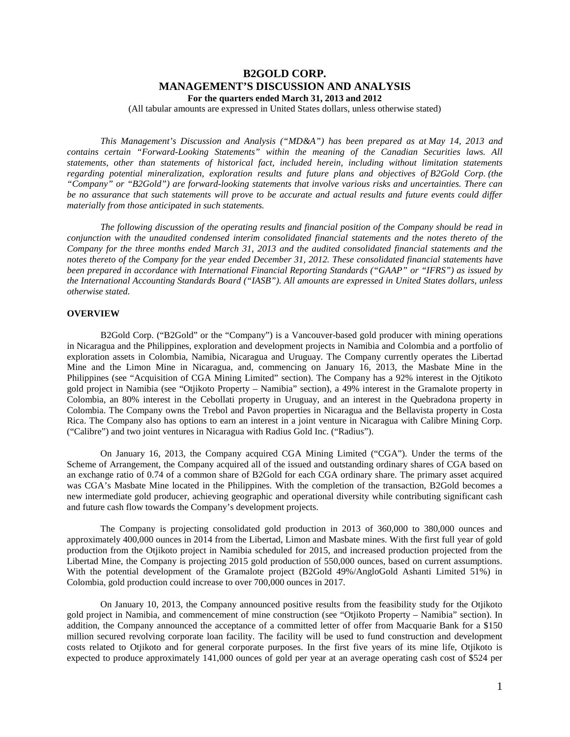# B2GOLD CORP.
# MANAGEMENT'S DISCUSSION AND ANALYSIS

**For the quarters ended March 31, 2013 and 2012**

(All tabular amounts are expressed in United States dollars, unless otherwise stated)

*This Management's Discussion and Analysis ("MD&A") has been prepared as at May 14, 2013 and contains certain "Forward-Looking Statements" within the meaning of the Canadian Securities laws. All statements, other than statements of historical fact, included herein, including without limitation statements regarding potential mineralization, exploration results and future plans and objectives of B2Gold Corp. (the "Company" or "B2Gold") are forward-looking statements that involve various risks and uncertainties. There can be no assurance that such statements will prove to be accurate and actual results and future events could differ materially from those anticipated in such statements.*

*The following discussion of the operating results and financial position of the Company should be read in conjunction with the unaudited condensed interim consolidated financial statements and the notes thereto of the Company for the three months ended March 31, 2013 and the audited consolidated financial statements and the notes thereto of the Company for the year ended December 31, 2012. These consolidated financial statements have been prepared in accordance with International Financial Reporting Standards ("GAAP" or "IFRS") as issued by the International Accounting Standards Board ("IASB"). All amounts are expressed in United States dollars, unless otherwise stated.*

## OVERVIEW

B2Gold Corp. ("B2Gold" or the "Company") is a Vancouver-based gold producer with mining operations in Nicaragua and the Philippines, exploration and development projects in Namibia and Colombia and a portfolio of exploration assets in Colombia, Namibia, Nicaragua and Uruguay. The Company currently operates the Libertad Mine and the Limon Mine in Nicaragua, and, commencing on January 16, 2013, the Masbate Mine in the Philippines (see "Acquisition of CGA Mining Limited" section). The Company has a 92% interest in the Ojtikoto gold project in Namibia (see "Otjikoto Property – Namibia" section), a 49% interest in the Gramalote property in Colombia, an 80% interest in the Cebollati property in Uruguay, and an interest in the Quebradona property in Colombia. The Company owns the Trebol and Pavon properties in Nicaragua and the Bellavista property in Costa Rica. The Company also has options to earn an interest in a joint venture in Nicaragua with Calibre Mining Corp. ("Calibre") and two joint ventures in Nicaragua with Radius Gold Inc. ("Radius").

On January 16, 2013, the Company acquired CGA Mining Limited ("CGA"). Under the terms of the Scheme of Arrangement, the Company acquired all of the issued and outstanding ordinary shares of CGA based on an exchange ratio of 0.74 of a common share of B2Gold for each CGA ordinary share. The primary asset acquired was CGA's Masbate Mine located in the Philippines. With the completion of the transaction, B2Gold becomes a new intermediate gold producer, achieving geographic and operational diversity while contributing significant cash and future cash flow towards the Company's development projects.

The Company is projecting consolidated gold production in 2013 of 360,000 to 380,000 ounces and approximately 400,000 ounces in 2014 from the Libertad, Limon and Masbate mines. With the first full year of gold production from the Otjikoto project in Namibia scheduled for 2015, and increased production projected from the Libertad Mine, the Company is projecting 2015 gold production of 550,000 ounces, based on current assumptions. With the potential development of the Gramalote project (B2Gold 49%/AngloGold Ashanti Limited 51%) in Colombia, gold production could increase to over 700,000 ounces in 2017.

On January 10, 2013, the Company announced positive results from the feasibility study for the Otjikoto gold project in Namibia, and commencement of mine construction (see "Otjikoto Property – Namibia" section). In addition, the Company announced the acceptance of a committed letter of offer from Macquarie Bank for a $150 million secured revolving corporate loan facility. The facility will be used to fund construction and development costs related to Otjikoto and for general corporate purposes. In the first five years of its mine life, Otjikoto is expected to produce approximately 141,000 ounces of gold per year at an average operating cash cost of $524 per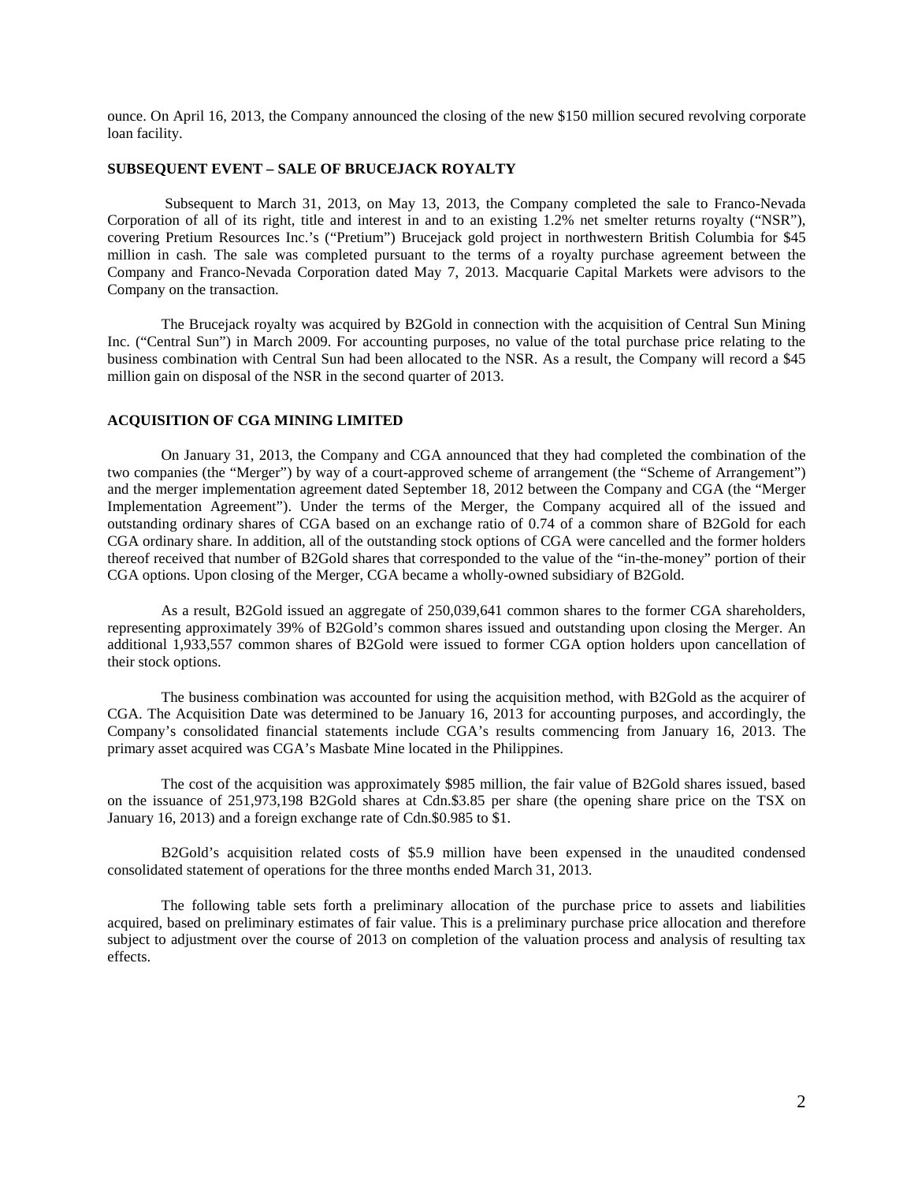ounce. On April 16, 2013, the Company announced the closing of the new $150 million secured revolving corporate loan facility.

### SUBSEQUENT EVENT – SALE OF BRUCEJACK ROYALTY

Subsequent to March 31, 2013, on May 13, 2013, the Company completed the sale to Franco-Nevada Corporation of all of its right, title and interest in and to an existing 1.2% net smelter returns royalty ("NSR"), covering Pretium Resources Inc.'s ("Pretium") Brucejack gold project in northwestern British Columbia for $45 million in cash. The sale was completed pursuant to the terms of a royalty purchase agreement between the Company and Franco-Nevada Corporation dated May 7, 2013. Macquarie Capital Markets were advisors to the Company on the transaction.

The Brucejack royalty was acquired by B2Gold in connection with the acquisition of Central Sun Mining Inc. ("Central Sun") in March 2009. For accounting purposes, no value of the total purchase price relating to the business combination with Central Sun had been allocated to the NSR. As a result, the Company will record a $45 million gain on disposal of the NSR in the second quarter of 2013.

### ACQUISITION OF CGA MINING LIMITED

On January 31, 2013, the Company and CGA announced that they had completed the combination of the two companies (the "Merger") by way of a court-approved scheme of arrangement (the "Scheme of Arrangement") and the merger implementation agreement dated September 18, 2012 between the Company and CGA (the "Merger Implementation Agreement"). Under the terms of the Merger, the Company acquired all of the issued and outstanding ordinary shares of CGA based on an exchange ratio of 0.74 of a common share of B2Gold for each CGA ordinary share. In addition, all of the outstanding stock options of CGA were cancelled and the former holders thereof received that number of B2Gold shares that corresponded to the value of the "in-the-money" portion of their CGA options. Upon closing of the Merger, CGA became a wholly-owned subsidiary of B2Gold.

As a result, B2Gold issued an aggregate of 250,039,641 common shares to the former CGA shareholders, representing approximately 39% of B2Gold's common shares issued and outstanding upon closing the Merger. An additional 1,933,557 common shares of B2Gold were issued to former CGA option holders upon cancellation of their stock options.

The business combination was accounted for using the acquisition method, with B2Gold as the acquirer of CGA. The Acquisition Date was determined to be January 16, 2013 for accounting purposes, and accordingly, the Company's consolidated financial statements include CGA's results commencing from January 16, 2013. The primary asset acquired was CGA's Masbate Mine located in the Philippines.

The cost of the acquisition was approximately $985 million, the fair value of B2Gold shares issued, based on the issuance of 251,973,198 B2Gold shares at Cdn.$3.85 per share (the opening share price on the TSX on January 16, 2013) and a foreign exchange rate of Cdn.$0.985 to $1.

B2Gold's acquisition related costs of $5.9 million have been expensed in the unaudited condensed consolidated statement of operations for the three months ended March 31, 2013.

The following table sets forth a preliminary allocation of the purchase price to assets and liabilities acquired, based on preliminary estimates of fair value. This is a preliminary purchase price allocation and therefore subject to adjustment over the course of 2013 on completion of the valuation process and analysis of resulting tax effects.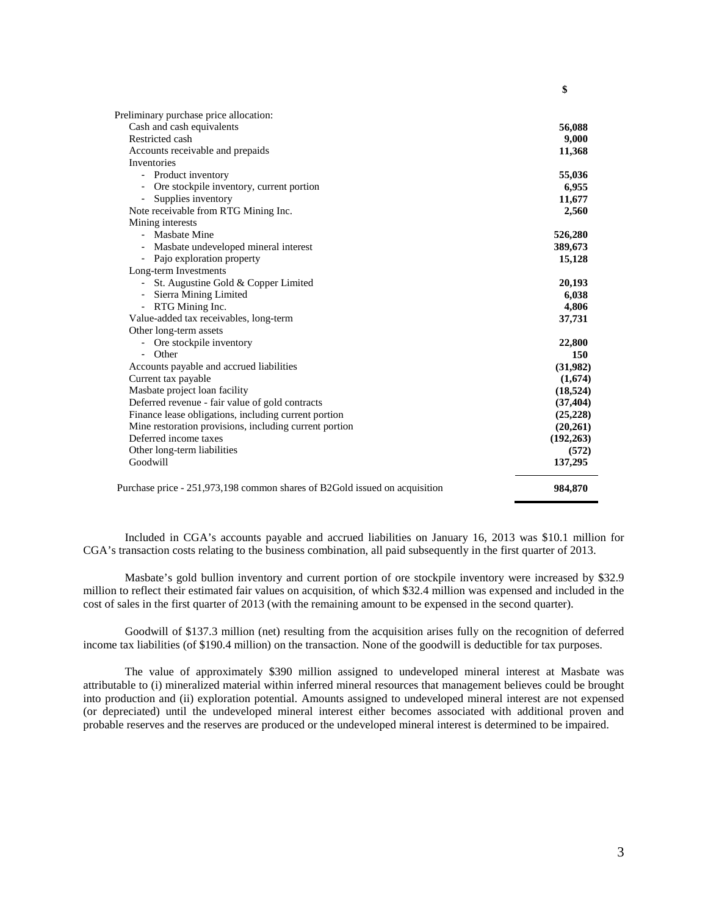| | $ |
|---|---|
| Preliminary purchase price allocation: | |
| Cash and cash equivalents | **56,088** |
| Restricted cash | **9,000** |
| Accounts receivable and prepaids | **11,368** |
| Inventories | |
| - Product inventory | **55,036** |
| - Ore stockpile inventory, current portion | **6,955** |
| - Supplies inventory | **11,677** |
| Note receivable from RTG Mining Inc. | **2,560** |
| Mining interests | |
| - Masbate Mine | **526,280** |
| - Masbate undeveloped mineral interest | **389,673** |
| - Pajo exploration property | **15,128** |
| Long-term Investments | |
| - St. Augustine Gold & Copper Limited | **20,193** |
| - Sierra Mining Limited | **6,038** |
| - RTG Mining Inc. | **4,806** |
| Value-added tax receivables, long-term | **37,731** |
| Other long-term assets | |
| - Ore stockpile inventory | **22,800** |
| - Other | **150** |
| Accounts payable and accrued liabilities | **(31,982)** |
| Current tax payable | **(1,674)** |
| Masbate project loan facility | **(18,524)** |
| Deferred revenue - fair value of gold contracts | **(37,404)** |
| Finance lease obligations, including current portion | **(25,228)** |
| Mine restoration provisions, including current portion | **(20,261)** |
| Deferred income taxes | **(192,263)** |
| Other long-term liabilities | **(572)** |
| Goodwill | **137,295** |
| Purchase price - 251,973,198 common shares of B2Gold issued on acquisition | **984,870** |

Included in CGA's accounts payable and accrued liabilities on January 16, 2013 was $10.1 million for CGA's transaction costs relating to the business combination, all paid subsequently in the first quarter of 2013.

Masbate's gold bullion inventory and current portion of ore stockpile inventory were increased by $32.9 million to reflect their estimated fair values on acquisition, of which $32.4 million was expensed and included in the cost of sales in the first quarter of 2013 (with the remaining amount to be expensed in the second quarter).

Goodwill of $137.3 million (net) resulting from the acquisition arises fully on the recognition of deferred income tax liabilities (of $190.4 million) on the transaction. None of the goodwill is deductible for tax purposes.

The value of approximately $390 million assigned to undeveloped mineral interest at Masbate was attributable to (i) mineralized material within inferred mineral resources that management believes could be brought into production and (ii) exploration potential. Amounts assigned to undeveloped mineral interest are not expensed (or depreciated) until the undeveloped mineral interest either becomes associated with additional proven and probable reserves and the reserves are produced or the undeveloped mineral interest is determined to be impaired.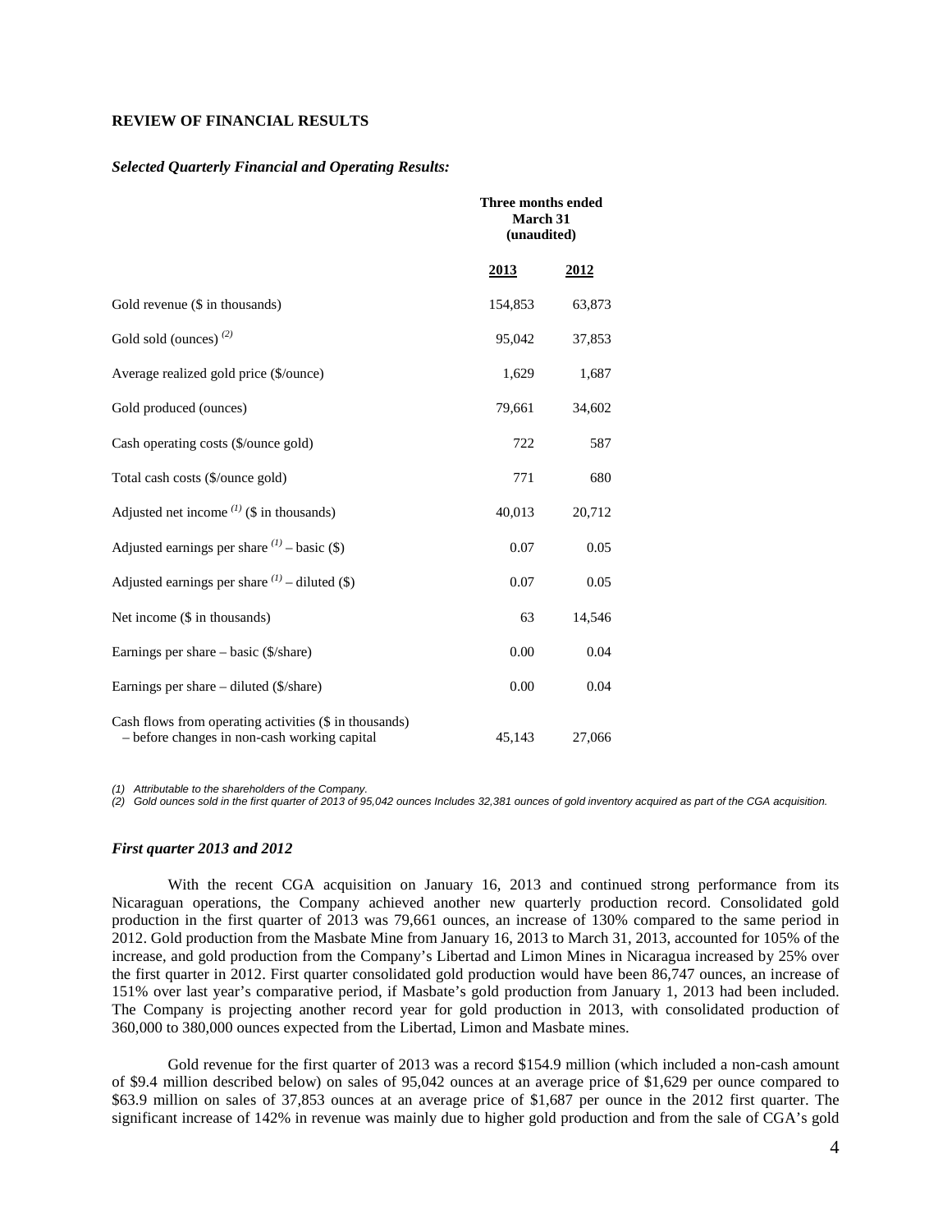## REVIEW OF FINANCIAL RESULTS

***Selected Quarterly Financial and Operating Results:***

| | Three months ended March 31 (unaudited) | |
|---|---|---|
| | **2013** | **2012** |
| Gold revenue ($ in thousands) | 154,853 | 63,873 |
| Gold sold (ounces) [(2)] | 95,042 | 37,853 |
| Average realized gold price ($/ounce) | 1,629 | 1,687 |
| Gold produced (ounces) | 79,661 | 34,602 |
| Cash operating costs ($/ounce gold) | 722 | 587 |
| Total cash costs ($/ounce gold) | 771 | 680 |
| Adjusted net income [(1)] ($ in thousands) | 40,013 | 20,712 |
| Adjusted earnings per share [(1)] – basic ($) | 0.07 | 0.05 |
| Adjusted earnings per share [(1)] – diluted ($) | 0.07 | 0.05 |
| Net income ($ in thousands) | 63 | 14,546 |
| Earnings per share – basic ($/share) | 0.00 | 0.04 |
| Earnings per share – diluted ($/share) | 0.00 | 0.04 |
| Cash flows from operating activities ($ in thousands) – before changes in non-cash working capital | 45,143 | 27,066 |

*(1) Attributable to the shareholders of the Company.*
*(2) Gold ounces sold in the first quarter of 2013 of 95,042 ounces Includes 32,381 ounces of gold inventory acquired as part of the CGA acquisition.*

***First quarter 2013 and 2012***

With the recent CGA acquisition on January 16, 2013 and continued strong performance from its Nicaraguan operations, the Company achieved another new quarterly production record. Consolidated gold production in the first quarter of 2013 was 79,661 ounces, an increase of 130% compared to the same period in 2012. Gold production from the Masbate Mine from January 16, 2013 to March 31, 2013, accounted for 105% of the increase, and gold production from the Company's Libertad and Limon Mines in Nicaragua increased by 25% over the first quarter in 2012. First quarter consolidated gold production would have been 86,747 ounces, an increase of 151% over last year's comparative period, if Masbate's gold production from January 1, 2013 had been included. The Company is projecting another record year for gold production in 2013, with consolidated production of 360,000 to 380,000 ounces expected from the Libertad, Limon and Masbate mines.

Gold revenue for the first quarter of 2013 was a record $154.9 million (which included a non-cash amount of $9.4 million described below) on sales of 95,042 ounces at an average price of $1,629 per ounce compared to $63.9 million on sales of 37,853 ounces at an average price of $1,687 per ounce in the 2012 first quarter. The significant increase of 142% in revenue was mainly due to higher gold production and from the sale of CGA's gold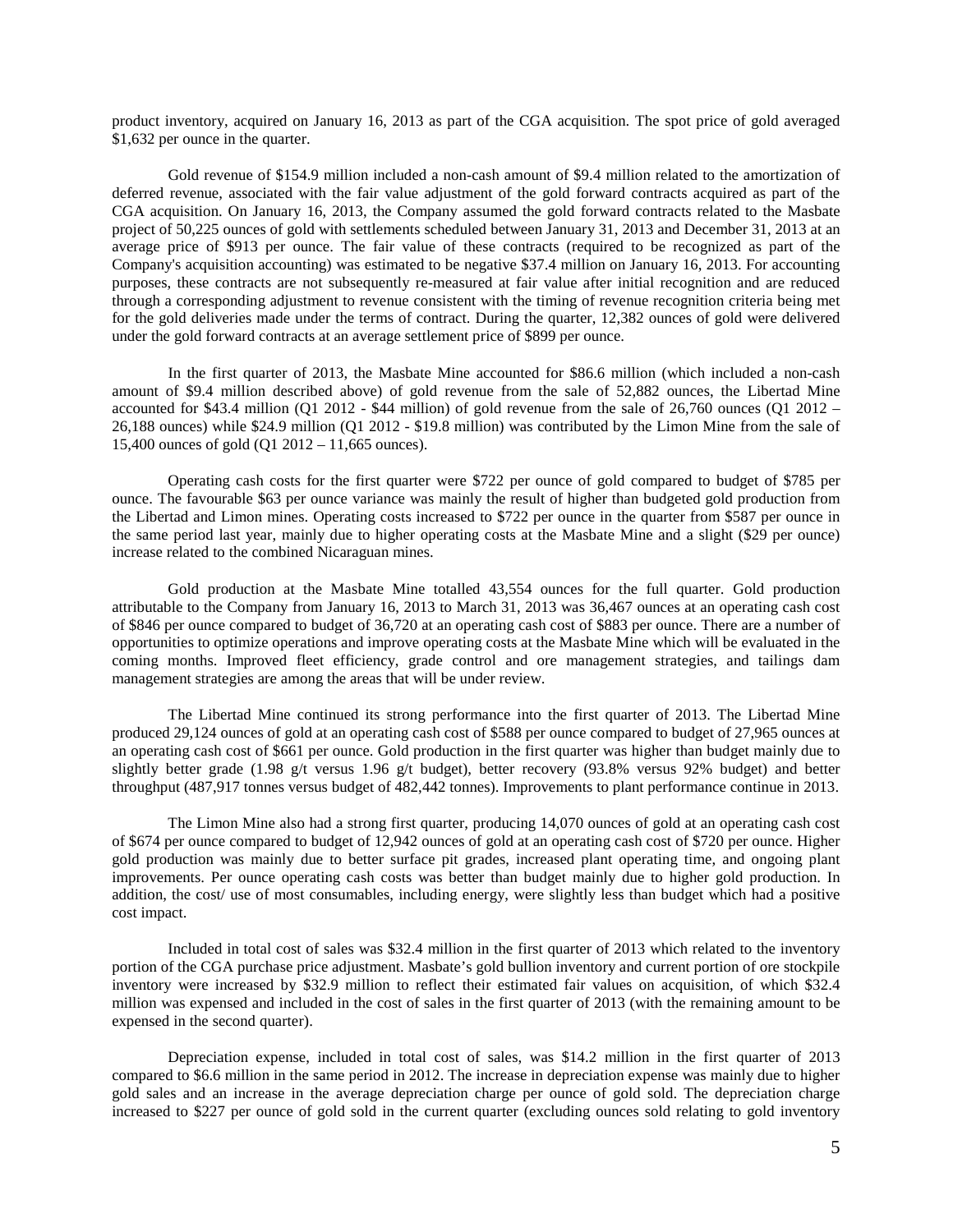product inventory, acquired on January 16, 2013 as part of the CGA acquisition. The spot price of gold averaged $1,632 per ounce in the quarter.

Gold revenue of $154.9 million included a non-cash amount of $9.4 million related to the amortization of deferred revenue, associated with the fair value adjustment of the gold forward contracts acquired as part of the CGA acquisition. On January 16, 2013, the Company assumed the gold forward contracts related to the Masbate project of 50,225 ounces of gold with settlements scheduled between January 31, 2013 and December 31, 2013 at an average price of $913 per ounce. The fair value of these contracts (required to be recognized as part of the Company's acquisition accounting) was estimated to be negative $37.4 million on January 16, 2013. For accounting purposes, these contracts are not subsequently re-measured at fair value after initial recognition and are reduced through a corresponding adjustment to revenue consistent with the timing of revenue recognition criteria being met for the gold deliveries made under the terms of contract. During the quarter, 12,382 ounces of gold were delivered under the gold forward contracts at an average settlement price of $899 per ounce.

In the first quarter of 2013, the Masbate Mine accounted for $86.6 million (which included a non-cash amount of $9.4 million described above) of gold revenue from the sale of 52,882 ounces, the Libertad Mine accounted for $43.4 million (Q1 2012 - $44 million) of gold revenue from the sale of 26,760 ounces (Q1 2012 – 26,188 ounces) while $24.9 million (Q1 2012 - $19.8 million) was contributed by the Limon Mine from the sale of 15,400 ounces of gold (Q1 2012 – 11,665 ounces).

Operating cash costs for the first quarter were $722 per ounce of gold compared to budget of $785 per ounce. The favourable $63 per ounce variance was mainly the result of higher than budgeted gold production from the Libertad and Limon mines. Operating costs increased to $722 per ounce in the quarter from $587 per ounce in the same period last year, mainly due to higher operating costs at the Masbate Mine and a slight ($29 per ounce) increase related to the combined Nicaraguan mines.

Gold production at the Masbate Mine totalled 43,554 ounces for the full quarter. Gold production attributable to the Company from January 16, 2013 to March 31, 2013 was 36,467 ounces at an operating cash cost of $846 per ounce compared to budget of 36,720 at an operating cash cost of $883 per ounce. There are a number of opportunities to optimize operations and improve operating costs at the Masbate Mine which will be evaluated in the coming months. Improved fleet efficiency, grade control and ore management strategies, and tailings dam management strategies are among the areas that will be under review.

The Libertad Mine continued its strong performance into the first quarter of 2013. The Libertad Mine produced 29,124 ounces of gold at an operating cash cost of $588 per ounce compared to budget of 27,965 ounces at an operating cash cost of $661 per ounce. Gold production in the first quarter was higher than budget mainly due to slightly better grade (1.98 g/t versus 1.96 g/t budget), better recovery (93.8% versus 92% budget) and better throughput (487,917 tonnes versus budget of 482,442 tonnes). Improvements to plant performance continue in 2013.

The Limon Mine also had a strong first quarter, producing 14,070 ounces of gold at an operating cash cost of $674 per ounce compared to budget of 12,942 ounces of gold at an operating cash cost of $720 per ounce. Higher gold production was mainly due to better surface pit grades, increased plant operating time, and ongoing plant improvements. Per ounce operating cash costs was better than budget mainly due to higher gold production. In addition, the cost/ use of most consumables, including energy, were slightly less than budget which had a positive cost impact.

Included in total cost of sales was $32.4 million in the first quarter of 2013 which related to the inventory portion of the CGA purchase price adjustment. Masbate's gold bullion inventory and current portion of ore stockpile inventory were increased by $32.9 million to reflect their estimated fair values on acquisition, of which $32.4 million was expensed and included in the cost of sales in the first quarter of 2013 (with the remaining amount to be expensed in the second quarter).

Depreciation expense, included in total cost of sales, was $14.2 million in the first quarter of 2013 compared to $6.6 million in the same period in 2012. The increase in depreciation expense was mainly due to higher gold sales and an increase in the average depreciation charge per ounce of gold sold. The depreciation charge increased to $227 per ounce of gold sold in the current quarter (excluding ounces sold relating to gold inventory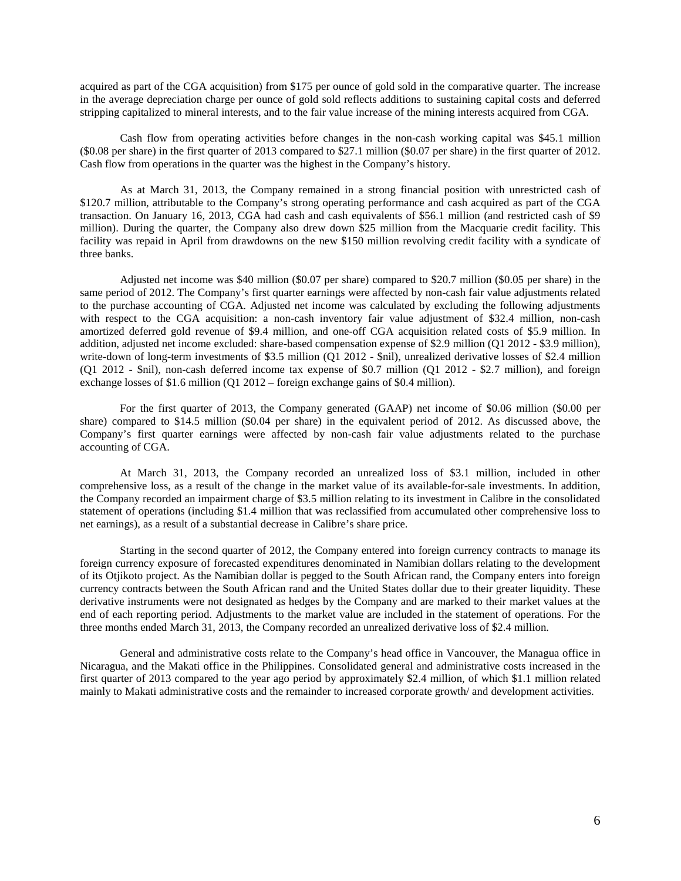acquired as part of the CGA acquisition) from $175 per ounce of gold sold in the comparative quarter. The increase in the average depreciation charge per ounce of gold sold reflects additions to sustaining capital costs and deferred stripping capitalized to mineral interests, and to the fair value increase of the mining interests acquired from CGA.

Cash flow from operating activities before changes in the non-cash working capital was $45.1 million ($0.08 per share) in the first quarter of 2013 compared to $27.1 million ($0.07 per share) in the first quarter of 2012. Cash flow from operations in the quarter was the highest in the Company's history.

As at March 31, 2013, the Company remained in a strong financial position with unrestricted cash of $120.7 million, attributable to the Company's strong operating performance and cash acquired as part of the CGA transaction. On January 16, 2013, CGA had cash and cash equivalents of $56.1 million (and restricted cash of $9 million). During the quarter, the Company also drew down $25 million from the Macquarie credit facility. This facility was repaid in April from drawdowns on the new $150 million revolving credit facility with a syndicate of three banks.

Adjusted net income was $40 million ($0.07 per share) compared to $20.7 million ($0.05 per share) in the same period of 2012. The Company's first quarter earnings were affected by non-cash fair value adjustments related to the purchase accounting of CGA. Adjusted net income was calculated by excluding the following adjustments with respect to the CGA acquisition: a non-cash inventory fair value adjustment of $32.4 million, non-cash amortized deferred gold revenue of $9.4 million, and one-off CGA acquisition related costs of $5.9 million. In addition, adjusted net income excluded: share-based compensation expense of $2.9 million (Q1 2012 - $3.9 million), write-down of long-term investments of $3.5 million (Q1 2012 - $nil), unrealized derivative losses of $2.4 million (Q1 2012 - $nil), non-cash deferred income tax expense of $0.7 million (Q1 2012 - $2.7 million), and foreign exchange losses of $1.6 million (Q1 2012 – foreign exchange gains of $0.4 million).

For the first quarter of 2013, the Company generated (GAAP) net income of $0.06 million ($0.00 per share) compared to $14.5 million ($0.04 per share) in the equivalent period of 2012. As discussed above, the Company's first quarter earnings were affected by non-cash fair value adjustments related to the purchase accounting of CGA.

At March 31, 2013, the Company recorded an unrealized loss of $3.1 million, included in other comprehensive loss, as a result of the change in the market value of its available-for-sale investments. In addition, the Company recorded an impairment charge of $3.5 million relating to its investment in Calibre in the consolidated statement of operations (including $1.4 million that was reclassified from accumulated other comprehensive loss to net earnings), as a result of a substantial decrease in Calibre's share price.

Starting in the second quarter of 2012, the Company entered into foreign currency contracts to manage its foreign currency exposure of forecasted expenditures denominated in Namibian dollars relating to the development of its Otjikoto project. As the Namibian dollar is pegged to the South African rand, the Company enters into foreign currency contracts between the South African rand and the United States dollar due to their greater liquidity. These derivative instruments were not designated as hedges by the Company and are marked to their market values at the end of each reporting period. Adjustments to the market value are included in the statement of operations. For the three months ended March 31, 2013, the Company recorded an unrealized derivative loss of $2.4 million.

General and administrative costs relate to the Company's head office in Vancouver, the Managua office in Nicaragua, and the Makati office in the Philippines. Consolidated general and administrative costs increased in the first quarter of 2013 compared to the year ago period by approximately $2.4 million, of which $1.1 million related mainly to Makati administrative costs and the remainder to increased corporate growth/ and development activities.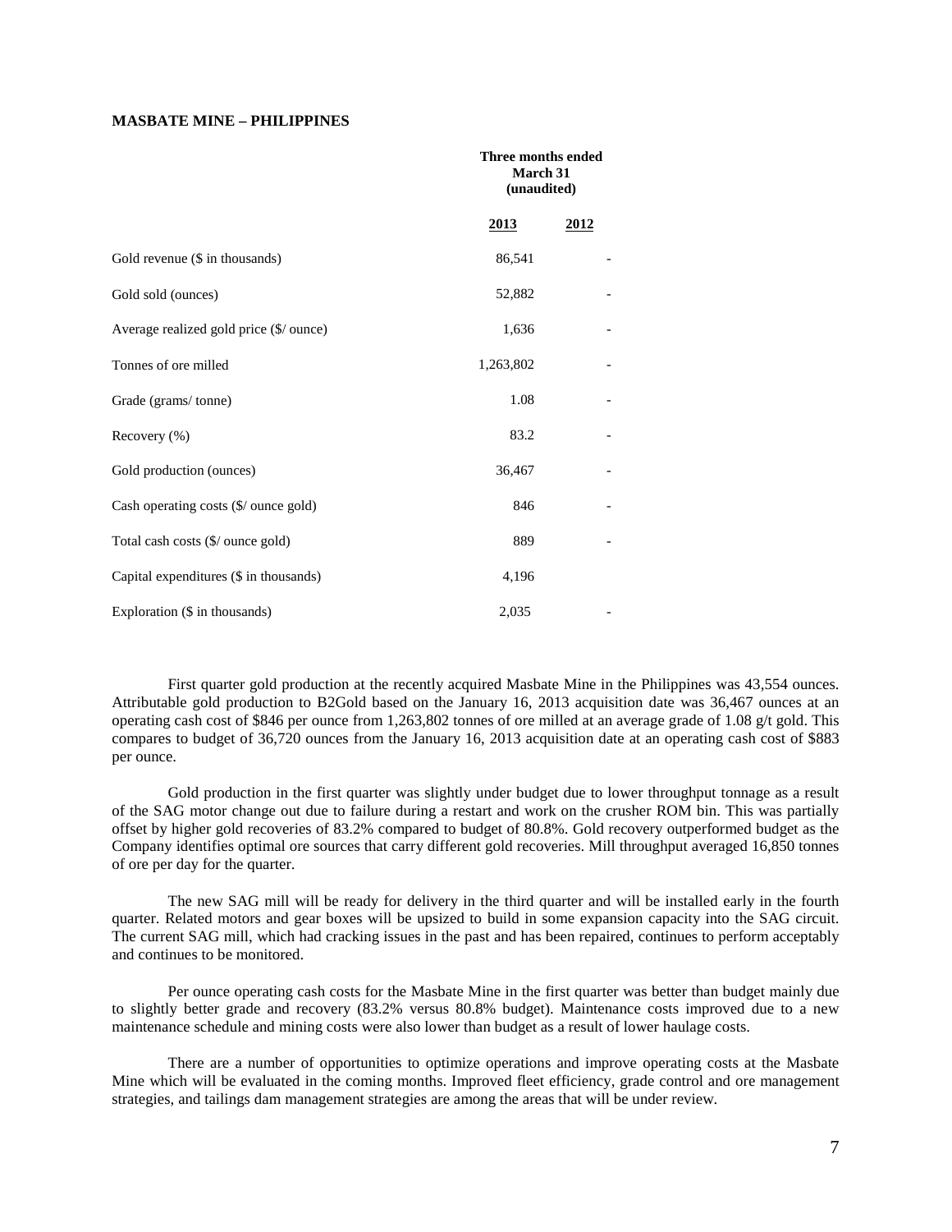**MASBATE MINE – PHILIPPINES**

| | Three months ended March 31 (unaudited) | |
|---|---|---|
| | **2013** | **2012** |
| Gold revenue ($ in thousands) | 86,541 | - |
| Gold sold (ounces) | 52,882 | - |
| Average realized gold price ($/ ounce) | 1,636 | - |
| Tonnes of ore milled | 1,263,802 | - |
| Grade (grams/ tonne) | 1.08 | - |
| Recovery (%) | 83.2 | - |
| Gold production (ounces) | 36,467 | - |
| Cash operating costs ($/ ounce gold) | 846 | - |
| Total cash costs ($/ ounce gold) | 889 | - |
| Capital expenditures ($ in thousands) | 4,196 | |
| Exploration ($ in thousands) | 2,035 | - |

First quarter gold production at the recently acquired Masbate Mine in the Philippines was 43,554 ounces. Attributable gold production to B2Gold based on the January 16, 2013 acquisition date was 36,467 ounces at an operating cash cost of $846 per ounce from 1,263,802 tonnes of ore milled at an average grade of 1.08 g/t gold. This compares to budget of 36,720 ounces from the January 16, 2013 acquisition date at an operating cash cost of $883 per ounce.

Gold production in the first quarter was slightly under budget due to lower throughput tonnage as a result of the SAG motor change out due to failure during a restart and work on the crusher ROM bin. This was partially offset by higher gold recoveries of 83.2% compared to budget of 80.8%. Gold recovery outperformed budget as the Company identifies optimal ore sources that carry different gold recoveries. Mill throughput averaged 16,850 tonnes of ore per day for the quarter.

The new SAG mill will be ready for delivery in the third quarter and will be installed early in the fourth quarter. Related motors and gear boxes will be upsized to build in some expansion capacity into the SAG circuit. The current SAG mill, which had cracking issues in the past and has been repaired, continues to perform acceptably and continues to be monitored.

Per ounce operating cash costs for the Masbate Mine in the first quarter was better than budget mainly due to slightly better grade and recovery (83.2% versus 80.8% budget). Maintenance costs improved due to a new maintenance schedule and mining costs were also lower than budget as a result of lower haulage costs.

There are a number of opportunities to optimize operations and improve operating costs at the Masbate Mine which will be evaluated in the coming months. Improved fleet efficiency, grade control and ore management strategies, and tailings dam management strategies are among the areas that will be under review.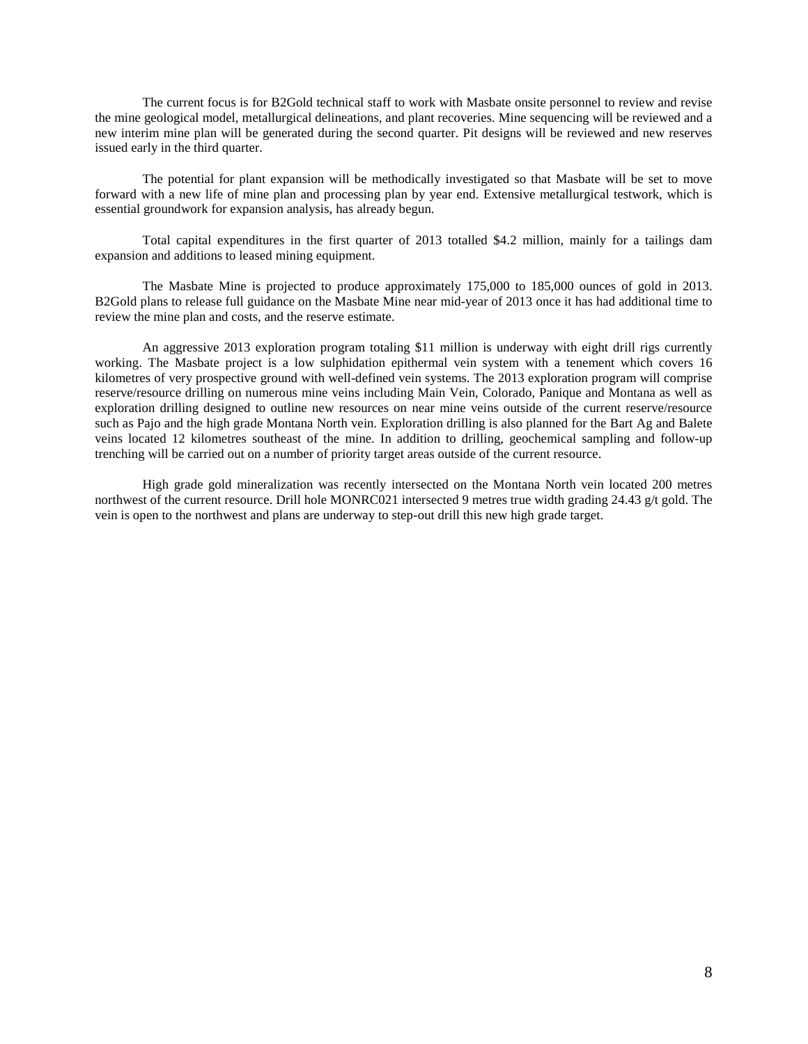The current focus is for B2Gold technical staff to work with Masbate onsite personnel to review and revise the mine geological model, metallurgical delineations, and plant recoveries. Mine sequencing will be reviewed and a new interim mine plan will be generated during the second quarter. Pit designs will be reviewed and new reserves issued early in the third quarter.

The potential for plant expansion will be methodically investigated so that Masbate will be set to move forward with a new life of mine plan and processing plan by year end. Extensive metallurgical testwork, which is essential groundwork for expansion analysis, has already begun.

Total capital expenditures in the first quarter of 2013 totalled $4.2 million, mainly for a tailings dam expansion and additions to leased mining equipment.

The Masbate Mine is projected to produce approximately 175,000 to 185,000 ounces of gold in 2013. B2Gold plans to release full guidance on the Masbate Mine near mid-year of 2013 once it has had additional time to review the mine plan and costs, and the reserve estimate.

An aggressive 2013 exploration program totaling $11 million is underway with eight drill rigs currently working. The Masbate project is a low sulphidation epithermal vein system with a tenement which covers 16 kilometres of very prospective ground with well-defined vein systems. The 2013 exploration program will comprise reserve/resource drilling on numerous mine veins including Main Vein, Colorado, Panique and Montana as well as exploration drilling designed to outline new resources on near mine veins outside of the current reserve/resource such as Pajo and the high grade Montana North vein. Exploration drilling is also planned for the Bart Ag and Balete veins located 12 kilometres southeast of the mine. In addition to drilling, geochemical sampling and follow-up trenching will be carried out on a number of priority target areas outside of the current resource.

High grade gold mineralization was recently intersected on the Montana North vein located 200 metres northwest of the current resource. Drill hole MONRC021 intersected 9 metres true width grading 24.43 g/t gold. The vein is open to the northwest and plans are underway to step-out drill this new high grade target.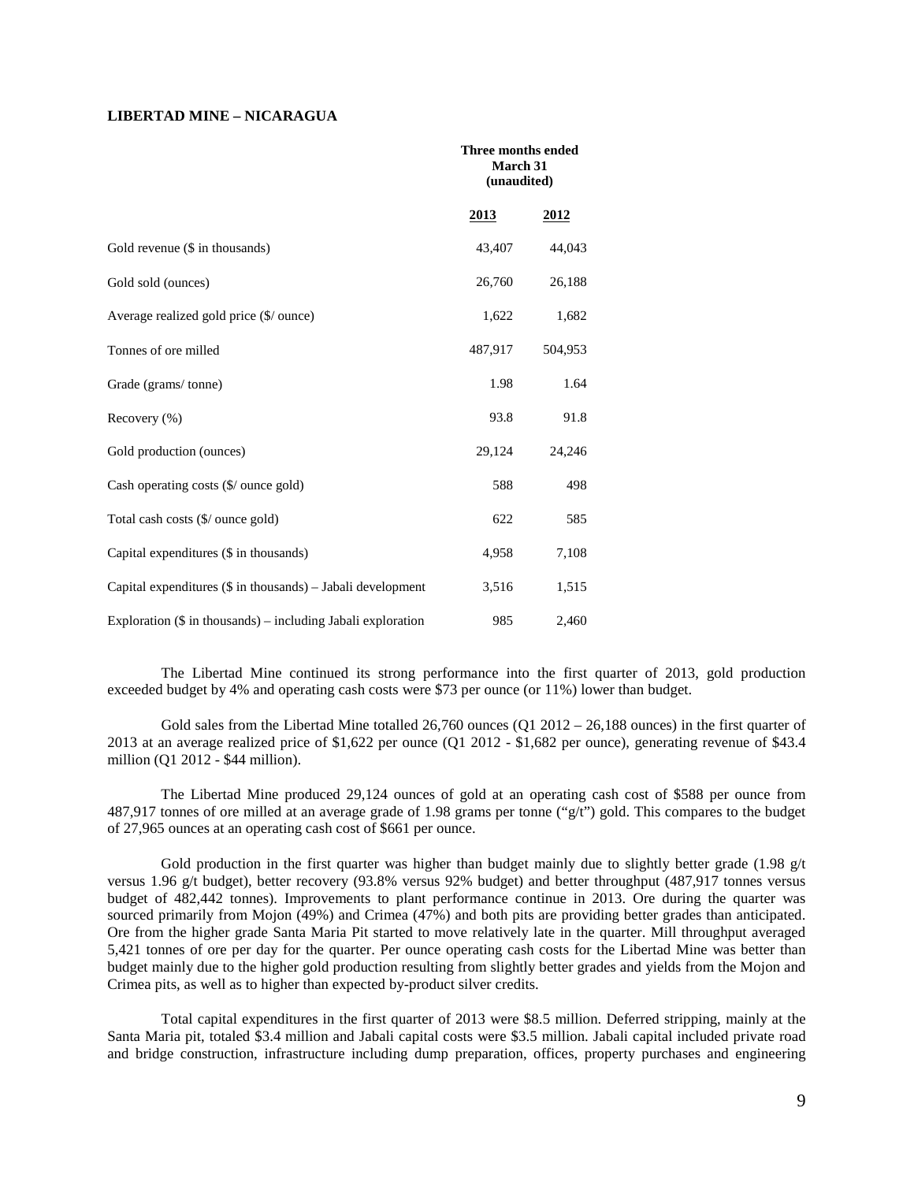**LIBERTAD MINE – NICARAGUA**

| | Three months ended March 31 (unaudited) | |
|---|---|---|
| | **2013** | **2012** |
| Gold revenue ($ in thousands) | 43,407 | 44,043 |
| Gold sold (ounces) | 26,760 | 26,188 |
| Average realized gold price ($/ ounce) | 1,622 | 1,682 |
| Tonnes of ore milled | 487,917 | 504,953 |
| Grade (grams/ tonne) | 1.98 | 1.64 |
| Recovery (%) | 93.8 | 91.8 |
| Gold production (ounces) | 29,124 | 24,246 |
| Cash operating costs ($/ ounce gold) | 588 | 498 |
| Total cash costs ($/ ounce gold) | 622 | 585 |
| Capital expenditures ($ in thousands) | 4,958 | 7,108 |
| Capital expenditures ($ in thousands) – Jabali development | 3,516 | 1,515 |
| Exploration ($ in thousands) – including Jabali exploration | 985 | 2,460 |

The Libertad Mine continued its strong performance into the first quarter of 2013, gold production exceeded budget by 4% and operating cash costs were $73 per ounce (or 11%) lower than budget.

Gold sales from the Libertad Mine totalled 26,760 ounces (Q1 2012 – 26,188 ounces) in the first quarter of 2013 at an average realized price of $1,622 per ounce (Q1 2012 - $1,682 per ounce), generating revenue of $43.4 million (Q1 2012 - $44 million).

The Libertad Mine produced 29,124 ounces of gold at an operating cash cost of $588 per ounce from 487,917 tonnes of ore milled at an average grade of 1.98 grams per tonne ("g/t") gold. This compares to the budget of 27,965 ounces at an operating cash cost of $661 per ounce.

Gold production in the first quarter was higher than budget mainly due to slightly better grade (1.98 g/t versus 1.96 g/t budget), better recovery (93.8% versus 92% budget) and better throughput (487,917 tonnes versus budget of 482,442 tonnes). Improvements to plant performance continue in 2013. Ore during the quarter was sourced primarily from Mojon (49%) and Crimea (47%) and both pits are providing better grades than anticipated. Ore from the higher grade Santa Maria Pit started to move relatively late in the quarter. Mill throughput averaged 5,421 tonnes of ore per day for the quarter. Per ounce operating cash costs for the Libertad Mine was better than budget mainly due to the higher gold production resulting from slightly better grades and yields from the Mojon and Crimea pits, as well as to higher than expected by-product silver credits.

Total capital expenditures in the first quarter of 2013 were $8.5 million. Deferred stripping, mainly at the Santa Maria pit, totaled $3.4 million and Jabali capital costs were $3.5 million. Jabali capital included private road and bridge construction, infrastructure including dump preparation, offices, property purchases and engineering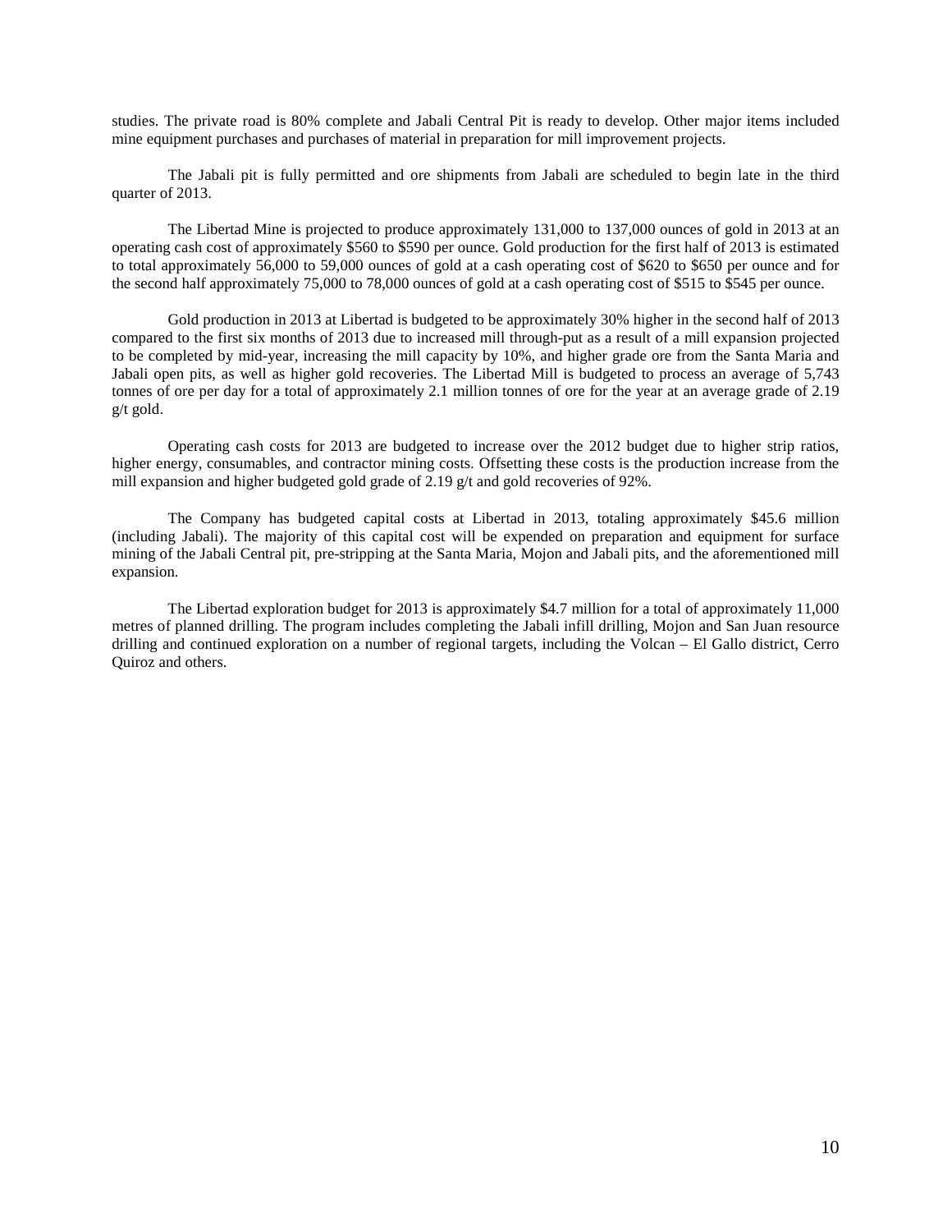studies. The private road is 80% complete and Jabali Central Pit is ready to develop. Other major items included mine equipment purchases and purchases of material in preparation for mill improvement projects.

The Jabali pit is fully permitted and ore shipments from Jabali are scheduled to begin late in the third quarter of 2013.

The Libertad Mine is projected to produce approximately 131,000 to 137,000 ounces of gold in 2013 at an operating cash cost of approximately $560 to $590 per ounce. Gold production for the first half of 2013 is estimated to total approximately 56,000 to 59,000 ounces of gold at a cash operating cost of $620 to $650 per ounce and for the second half approximately 75,000 to 78,000 ounces of gold at a cash operating cost of $515 to $545 per ounce.

Gold production in 2013 at Libertad is budgeted to be approximately 30% higher in the second half of 2013 compared to the first six months of 2013 due to increased mill through-put as a result of a mill expansion projected to be completed by mid-year, increasing the mill capacity by 10%, and higher grade ore from the Santa Maria and Jabali open pits, as well as higher gold recoveries. The Libertad Mill is budgeted to process an average of 5,743 tonnes of ore per day for a total of approximately 2.1 million tonnes of ore for the year at an average grade of 2.19 g/t gold.

Operating cash costs for 2013 are budgeted to increase over the 2012 budget due to higher strip ratios, higher energy, consumables, and contractor mining costs. Offsetting these costs is the production increase from the mill expansion and higher budgeted gold grade of 2.19 g/t and gold recoveries of 92%.

The Company has budgeted capital costs at Libertad in 2013, totaling approximately $45.6 million (including Jabali). The majority of this capital cost will be expended on preparation and equipment for surface mining of the Jabali Central pit, pre-stripping at the Santa Maria, Mojon and Jabali pits, and the aforementioned mill expansion.

The Libertad exploration budget for 2013 is approximately $4.7 million for a total of approximately 11,000 metres of planned drilling. The program includes completing the Jabali infill drilling, Mojon and San Juan resource drilling and continued exploration on a number of regional targets, including the Volcan – El Gallo district, Cerro Quiroz and others.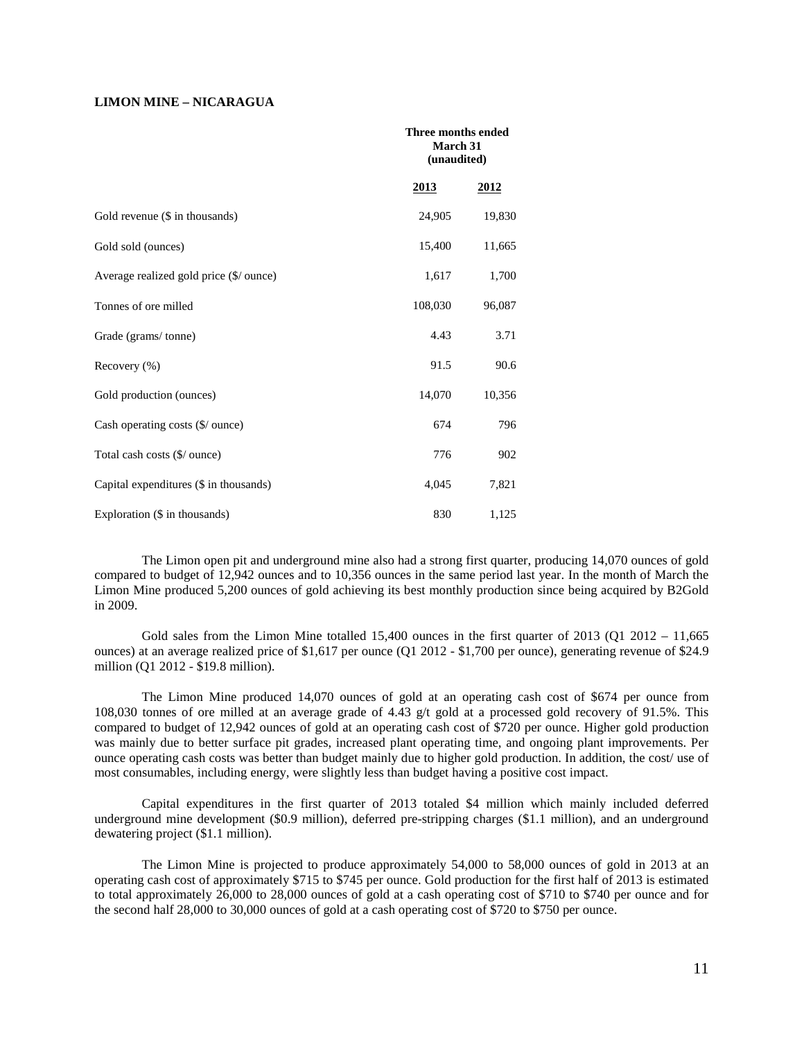**LIMON MINE – NICARAGUA**

| | Three months ended March 31 (unaudited) | |
|---|---|---|
| | **2013** | **2012** |
| Gold revenue ($ in thousands) | 24,905 | 19,830 |
| Gold sold (ounces) | 15,400 | 11,665 |
| Average realized gold price ($/ ounce) | 1,617 | 1,700 |
| Tonnes of ore milled | 108,030 | 96,087 |
| Grade (grams/ tonne) | 4.43 | 3.71 |
| Recovery (%) | 91.5 | 90.6 |
| Gold production (ounces) | 14,070 | 10,356 |
| Cash operating costs ($/ ounce) | 674 | 796 |
| Total cash costs ($/ ounce) | 776 | 902 |
| Capital expenditures ($ in thousands) | 4,045 | 7,821 |
| Exploration ($ in thousands) | 830 | 1,125 |

The Limon open pit and underground mine also had a strong first quarter, producing 14,070 ounces of gold compared to budget of 12,942 ounces and to 10,356 ounces in the same period last year. In the month of March the Limon Mine produced 5,200 ounces of gold achieving its best monthly production since being acquired by B2Gold in 2009.

Gold sales from the Limon Mine totalled 15,400 ounces in the first quarter of 2013 (Q1 2012 – 11,665 ounces) at an average realized price of $1,617 per ounce (Q1 2012 - $1,700 per ounce), generating revenue of $24.9 million (Q1 2012 - $19.8 million).

The Limon Mine produced 14,070 ounces of gold at an operating cash cost of $674 per ounce from 108,030 tonnes of ore milled at an average grade of 4.43 g/t gold at a processed gold recovery of 91.5%. This compared to budget of 12,942 ounces of gold at an operating cash cost of $720 per ounce. Higher gold production was mainly due to better surface pit grades, increased plant operating time, and ongoing plant improvements. Per ounce operating cash costs was better than budget mainly due to higher gold production. In addition, the cost/ use of most consumables, including energy, were slightly less than budget having a positive cost impact.

Capital expenditures in the first quarter of 2013 totaled $4 million which mainly included deferred underground mine development ($0.9 million), deferred pre-stripping charges ($1.1 million), and an underground dewatering project ($1.1 million).

The Limon Mine is projected to produce approximately 54,000 to 58,000 ounces of gold in 2013 at an operating cash cost of approximately $715 to $745 per ounce. Gold production for the first half of 2013 is estimated to total approximately 26,000 to 28,000 ounces of gold at a cash operating cost of $710 to $740 per ounce and for the second half 28,000 to 30,000 ounces of gold at a cash operating cost of $720 to $750 per ounce.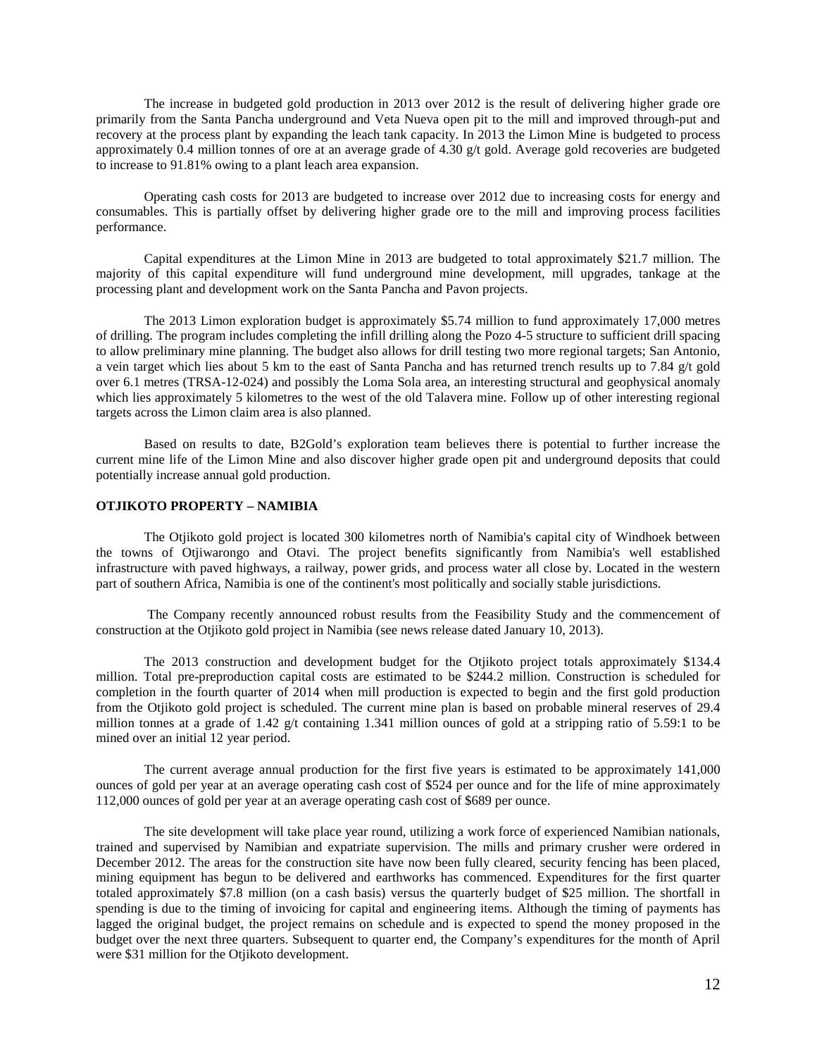The increase in budgeted gold production in 2013 over 2012 is the result of delivering higher grade ore primarily from the Santa Pancha underground and Veta Nueva open pit to the mill and improved through-put and recovery at the process plant by expanding the leach tank capacity. In 2013 the Limon Mine is budgeted to process approximately 0.4 million tonnes of ore at an average grade of 4.30 g/t gold. Average gold recoveries are budgeted to increase to 91.81% owing to a plant leach area expansion.

Operating cash costs for 2013 are budgeted to increase over 2012 due to increasing costs for energy and consumables. This is partially offset by delivering higher grade ore to the mill and improving process facilities performance.

Capital expenditures at the Limon Mine in 2013 are budgeted to total approximately $21.7 million. The majority of this capital expenditure will fund underground mine development, mill upgrades, tankage at the processing plant and development work on the Santa Pancha and Pavon projects.

The 2013 Limon exploration budget is approximately $5.74 million to fund approximately 17,000 metres of drilling. The program includes completing the infill drilling along the Pozo 4-5 structure to sufficient drill spacing to allow preliminary mine planning. The budget also allows for drill testing two more regional targets; San Antonio, a vein target which lies about 5 km to the east of Santa Pancha and has returned trench results up to 7.84 g/t gold over 6.1 metres (TRSA-12-024) and possibly the Loma Sola area, an interesting structural and geophysical anomaly which lies approximately 5 kilometres to the west of the old Talavera mine. Follow up of other interesting regional targets across the Limon claim area is also planned.

Based on results to date, B2Gold's exploration team believes there is potential to further increase the current mine life of the Limon Mine and also discover higher grade open pit and underground deposits that could potentially increase annual gold production.

**OTJIKOTO PROPERTY – NAMIBIA**

The Otjikoto gold project is located 300 kilometres north of Namibia's capital city of Windhoek between the towns of Otjiwarongo and Otavi. The project benefits significantly from Namibia's well established infrastructure with paved highways, a railway, power grids, and process water all close by. Located in the western part of southern Africa, Namibia is one of the continent's most politically and socially stable jurisdictions.

The Company recently announced robust results from the Feasibility Study and the commencement of construction at the Otjikoto gold project in Namibia (see news release dated January 10, 2013).

The 2013 construction and development budget for the Otjikoto project totals approximately $134.4 million. Total pre-preproduction capital costs are estimated to be $244.2 million. Construction is scheduled for completion in the fourth quarter of 2014 when mill production is expected to begin and the first gold production from the Otjikoto gold project is scheduled. The current mine plan is based on probable mineral reserves of 29.4 million tonnes at a grade of 1.42 g/t containing 1.341 million ounces of gold at a stripping ratio of 5.59:1 to be mined over an initial 12 year period.

The current average annual production for the first five years is estimated to be approximately 141,000 ounces of gold per year at an average operating cash cost of $524 per ounce and for the life of mine approximately 112,000 ounces of gold per year at an average operating cash cost of $689 per ounce.

The site development will take place year round, utilizing a work force of experienced Namibian nationals, trained and supervised by Namibian and expatriate supervision. The mills and primary crusher were ordered in December 2012. The areas for the construction site have now been fully cleared, security fencing has been placed, mining equipment has begun to be delivered and earthworks has commenced. Expenditures for the first quarter totaled approximately $7.8 million (on a cash basis) versus the quarterly budget of $25 million. The shortfall in spending is due to the timing of invoicing for capital and engineering items. Although the timing of payments has lagged the original budget, the project remains on schedule and is expected to spend the money proposed in the budget over the next three quarters. Subsequent to quarter end, the Company's expenditures for the month of April were $31 million for the Otjikoto development.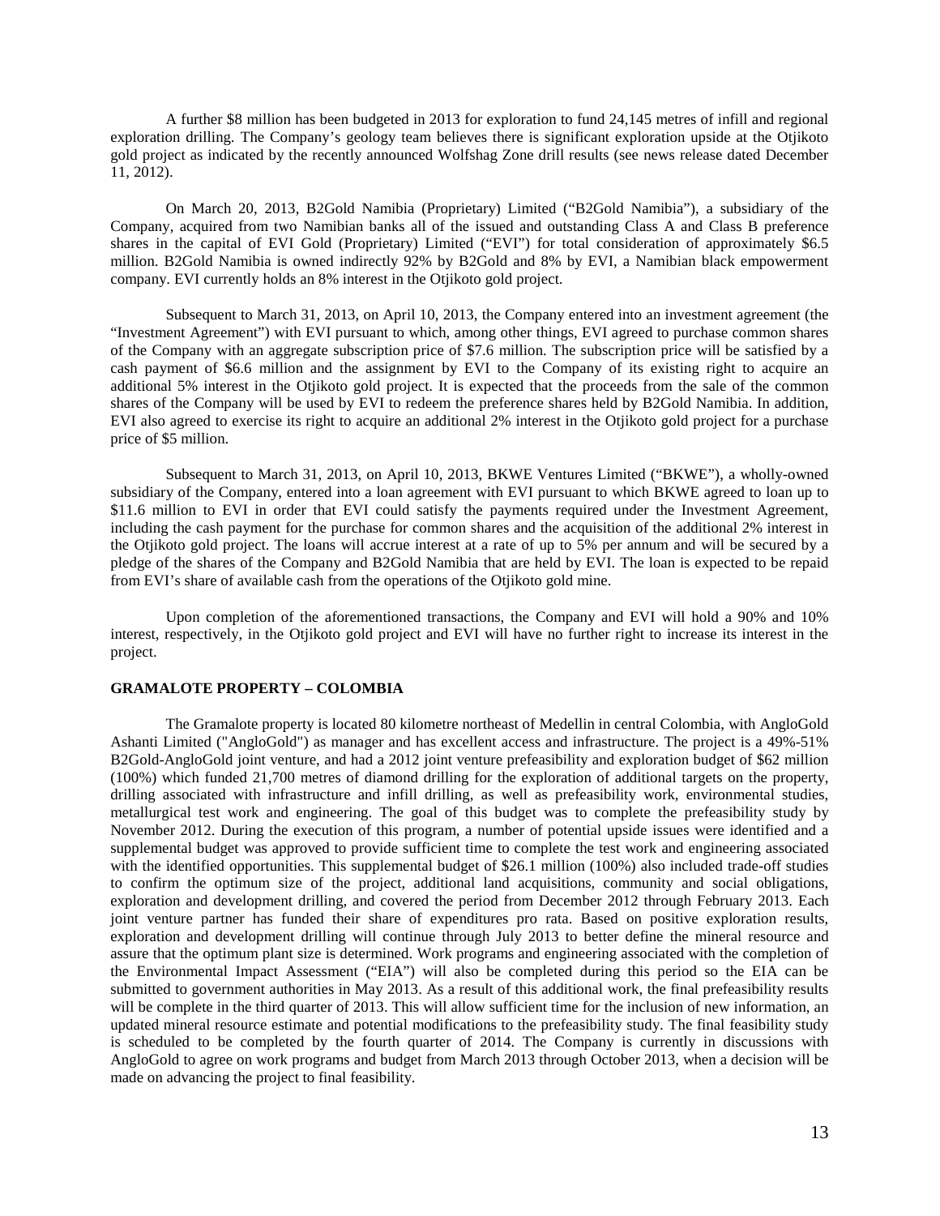A further $8 million has been budgeted in 2013 for exploration to fund 24,145 metres of infill and regional exploration drilling. The Company's geology team believes there is significant exploration upside at the Otjikoto gold project as indicated by the recently announced Wolfshag Zone drill results (see news release dated December 11, 2012).

On March 20, 2013, B2Gold Namibia (Proprietary) Limited ("B2Gold Namibia"), a subsidiary of the Company, acquired from two Namibian banks all of the issued and outstanding Class A and Class B preference shares in the capital of EVI Gold (Proprietary) Limited ("EVI") for total consideration of approximately $6.5 million. B2Gold Namibia is owned indirectly 92% by B2Gold and 8% by EVI, a Namibian black empowerment company. EVI currently holds an 8% interest in the Otjikoto gold project.

Subsequent to March 31, 2013, on April 10, 2013, the Company entered into an investment agreement (the "Investment Agreement") with EVI pursuant to which, among other things, EVI agreed to purchase common shares of the Company with an aggregate subscription price of $7.6 million. The subscription price will be satisfied by a cash payment of $6.6 million and the assignment by EVI to the Company of its existing right to acquire an additional 5% interest in the Otjikoto gold project. It is expected that the proceeds from the sale of the common shares of the Company will be used by EVI to redeem the preference shares held by B2Gold Namibia. In addition, EVI also agreed to exercise its right to acquire an additional 2% interest in the Otjikoto gold project for a purchase price of $5 million.

Subsequent to March 31, 2013, on April 10, 2013, BKWE Ventures Limited ("BKWE"), a wholly-owned subsidiary of the Company, entered into a loan agreement with EVI pursuant to which BKWE agreed to loan up to $11.6 million to EVI in order that EVI could satisfy the payments required under the Investment Agreement, including the cash payment for the purchase for common shares and the acquisition of the additional 2% interest in the Otjikoto gold project. The loans will accrue interest at a rate of up to 5% per annum and will be secured by a pledge of the shares of the Company and B2Gold Namibia that are held by EVI. The loan is expected to be repaid from EVI's share of available cash from the operations of the Otjikoto gold mine.

Upon completion of the aforementioned transactions, the Company and EVI will hold a 90% and 10% interest, respectively, in the Otjikoto gold project and EVI will have no further right to increase its interest in the project.

## GRAMALOTE PROPERTY – COLOMBIA

The Gramalote property is located 80 kilometre northeast of Medellin in central Colombia, with AngloGold Ashanti Limited ("AngloGold") as manager and has excellent access and infrastructure. The project is a 49%-51% B2Gold-AngloGold joint venture, and had a 2012 joint venture prefeasibility and exploration budget of $62 million (100%) which funded 21,700 metres of diamond drilling for the exploration of additional targets on the property, drilling associated with infrastructure and infill drilling, as well as prefeasibility work, environmental studies, metallurgical test work and engineering. The goal of this budget was to complete the prefeasibility study by November 2012. During the execution of this program, a number of potential upside issues were identified and a supplemental budget was approved to provide sufficient time to complete the test work and engineering associated with the identified opportunities. This supplemental budget of $26.1 million (100%) also included trade-off studies to confirm the optimum size of the project, additional land acquisitions, community and social obligations, exploration and development drilling, and covered the period from December 2012 through February 2013. Each joint venture partner has funded their share of expenditures pro rata. Based on positive exploration results, exploration and development drilling will continue through July 2013 to better define the mineral resource and assure that the optimum plant size is determined. Work programs and engineering associated with the completion of the Environmental Impact Assessment ("EIA") will also be completed during this period so the EIA can be submitted to government authorities in May 2013. As a result of this additional work, the final prefeasibility results will be complete in the third quarter of 2013. This will allow sufficient time for the inclusion of new information, an updated mineral resource estimate and potential modifications to the prefeasibility study. The final feasibility study is scheduled to be completed by the fourth quarter of 2014. The Company is currently in discussions with AngloGold to agree on work programs and budget from March 2013 through October 2013, when a decision will be made on advancing the project to final feasibility.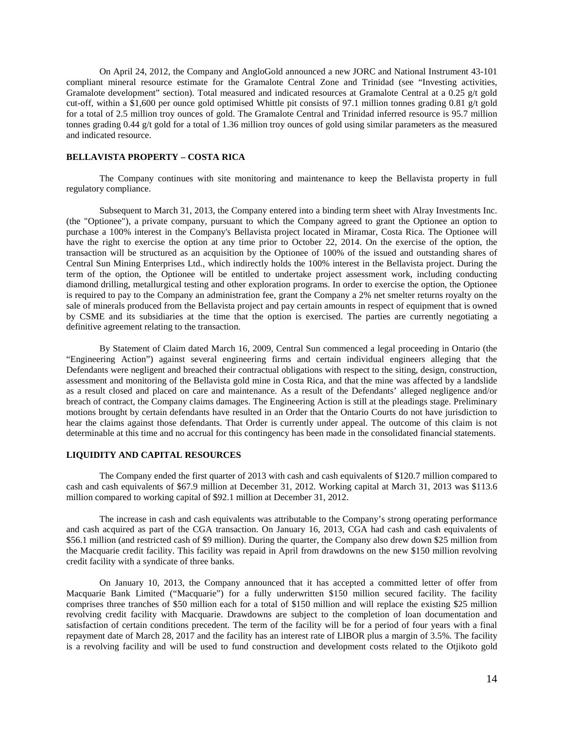On April 24, 2012, the Company and AngloGold announced a new JORC and National Instrument 43-101 compliant mineral resource estimate for the Gramalote Central Zone and Trinidad (see "Investing activities, Gramalote development" section). Total measured and indicated resources at Gramalote Central at a 0.25 g/t gold cut-off, within a $1,600 per ounce gold optimised Whittle pit consists of 97.1 million tonnes grading 0.81 g/t gold for a total of 2.5 million troy ounces of gold. The Gramalote Central and Trinidad inferred resource is 95.7 million tonnes grading 0.44 g/t gold for a total of 1.36 million troy ounces of gold using similar parameters as the measured and indicated resource.

## BELLAVISTA PROPERTY – COSTA RICA

The Company continues with site monitoring and maintenance to keep the Bellavista property in full regulatory compliance.

Subsequent to March 31, 2013, the Company entered into a binding term sheet with Alray Investments Inc. (the "Optionee"), a private company, pursuant to which the Company agreed to grant the Optionee an option to purchase a 100% interest in the Company's Bellavista project located in Miramar, Costa Rica. The Optionee will have the right to exercise the option at any time prior to October 22, 2014. On the exercise of the option, the transaction will be structured as an acquisition by the Optionee of 100% of the issued and outstanding shares of Central Sun Mining Enterprises Ltd., which indirectly holds the 100% interest in the Bellavista project. During the term of the option, the Optionee will be entitled to undertake project assessment work, including conducting diamond drilling, metallurgical testing and other exploration programs. In order to exercise the option, the Optionee is required to pay to the Company an administration fee, grant the Company a 2% net smelter returns royalty on the sale of minerals produced from the Bellavista project and pay certain amounts in respect of equipment that is owned by CSME and its subsidiaries at the time that the option is exercised. The parties are currently negotiating a definitive agreement relating to the transaction.

By Statement of Claim dated March 16, 2009, Central Sun commenced a legal proceeding in Ontario (the "Engineering Action") against several engineering firms and certain individual engineers alleging that the Defendants were negligent and breached their contractual obligations with respect to the siting, design, construction, assessment and monitoring of the Bellavista gold mine in Costa Rica, and that the mine was affected by a landslide as a result closed and placed on care and maintenance. As a result of the Defendants' alleged negligence and/or breach of contract, the Company claims damages. The Engineering Action is still at the pleadings stage. Preliminary motions brought by certain defendants have resulted in an Order that the Ontario Courts do not have jurisdiction to hear the claims against those defendants. That Order is currently under appeal. The outcome of this claim is not determinable at this time and no accrual for this contingency has been made in the consolidated financial statements.

## LIQUIDITY AND CAPITAL RESOURCES

The Company ended the first quarter of 2013 with cash and cash equivalents of $120.7 million compared to cash and cash equivalents of $67.9 million at December 31, 2012. Working capital at March 31, 2013 was $113.6 million compared to working capital of $92.1 million at December 31, 2012.

The increase in cash and cash equivalents was attributable to the Company's strong operating performance and cash acquired as part of the CGA transaction. On January 16, 2013, CGA had cash and cash equivalents of $56.1 million (and restricted cash of $9 million). During the quarter, the Company also drew down $25 million from the Macquarie credit facility. This facility was repaid in April from drawdowns on the new $150 million revolving credit facility with a syndicate of three banks.

On January 10, 2013, the Company announced that it has accepted a committed letter of offer from Macquarie Bank Limited ("Macquarie") for a fully underwritten $150 million secured facility. The facility comprises three tranches of $50 million each for a total of $150 million and will replace the existing $25 million revolving credit facility with Macquarie. Drawdowns are subject to the completion of loan documentation and satisfaction of certain conditions precedent. The term of the facility will be for a period of four years with a final repayment date of March 28, 2017 and the facility has an interest rate of LIBOR plus a margin of 3.5%. The facility is a revolving facility and will be used to fund construction and development costs related to the Otjikoto gold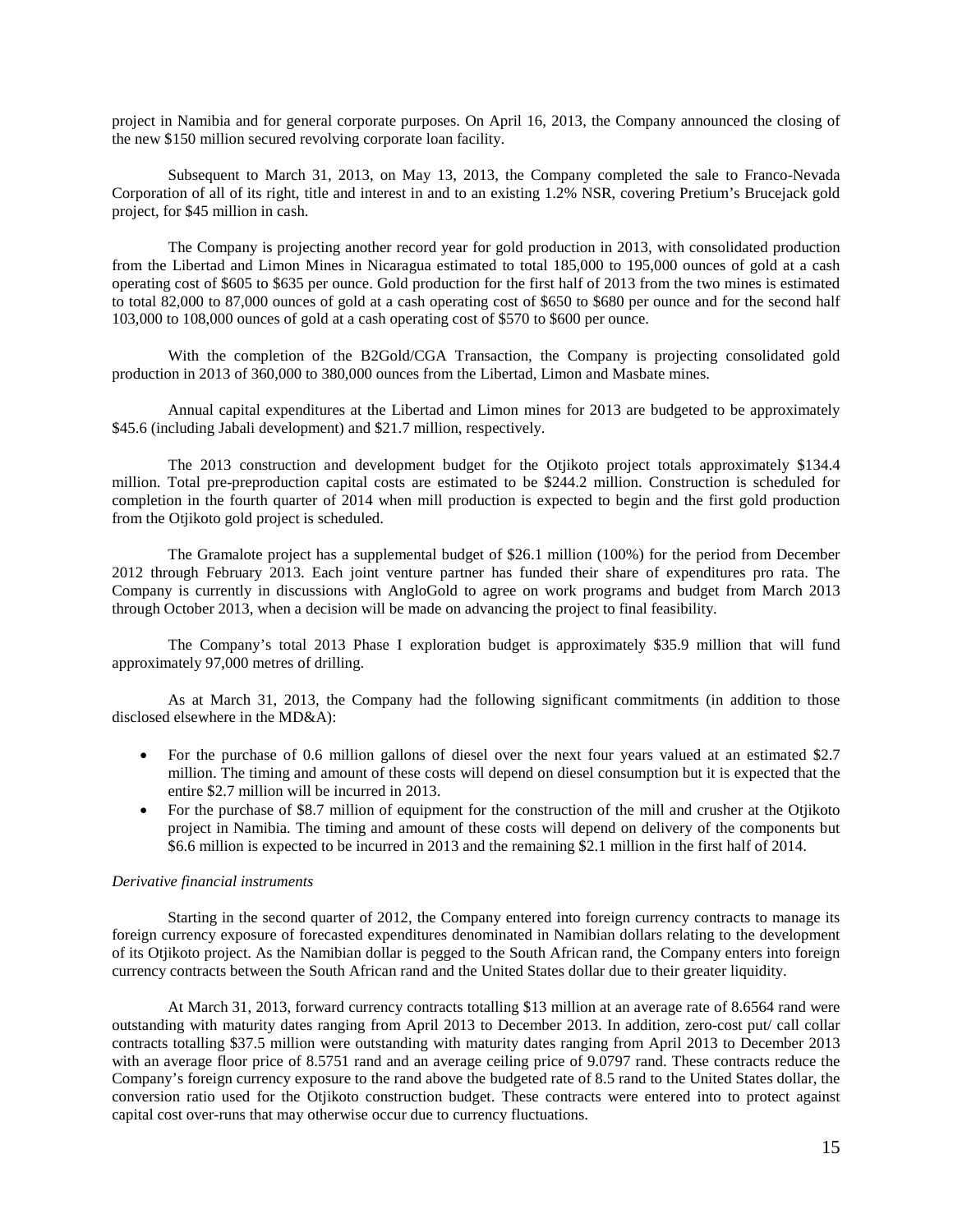project in Namibia and for general corporate purposes. On April 16, 2013, the Company announced the closing of the new $150 million secured revolving corporate loan facility.

Subsequent to March 31, 2013, on May 13, 2013, the Company completed the sale to Franco-Nevada Corporation of all of its right, title and interest in and to an existing 1.2% NSR, covering Pretium's Brucejack gold project, for $45 million in cash.

The Company is projecting another record year for gold production in 2013, with consolidated production from the Libertad and Limon Mines in Nicaragua estimated to total 185,000 to 195,000 ounces of gold at a cash operating cost of $605 to $635 per ounce. Gold production for the first half of 2013 from the two mines is estimated to total 82,000 to 87,000 ounces of gold at a cash operating cost of $650 to $680 per ounce and for the second half 103,000 to 108,000 ounces of gold at a cash operating cost of $570 to $600 per ounce.

With the completion of the B2Gold/CGA Transaction, the Company is projecting consolidated gold production in 2013 of 360,000 to 380,000 ounces from the Libertad, Limon and Masbate mines.

Annual capital expenditures at the Libertad and Limon mines for 2013 are budgeted to be approximately $45.6 (including Jabali development) and $21.7 million, respectively.

The 2013 construction and development budget for the Otjikoto project totals approximately $134.4 million. Total pre-preproduction capital costs are estimated to be $244.2 million. Construction is scheduled for completion in the fourth quarter of 2014 when mill production is expected to begin and the first gold production from the Otjikoto gold project is scheduled.

The Gramalote project has a supplemental budget of $26.1 million (100%) for the period from December 2012 through February 2013. Each joint venture partner has funded their share of expenditures pro rata. The Company is currently in discussions with AngloGold to agree on work programs and budget from March 2013 through October 2013, when a decision will be made on advancing the project to final feasibility.

The Company's total 2013 Phase I exploration budget is approximately $35.9 million that will fund approximately 97,000 metres of drilling.

As at March 31, 2013, the Company had the following significant commitments (in addition to those disclosed elsewhere in the MD&A):

- For the purchase of 0.6 million gallons of diesel over the next four years valued at an estimated $2.7 million. The timing and amount of these costs will depend on diesel consumption but it is expected that the entire $2.7 million will be incurred in 2013.
- For the purchase of $8.7 million of equipment for the construction of the mill and crusher at the Otjikoto project in Namibia. The timing and amount of these costs will depend on delivery of the components but $6.6 million is expected to be incurred in 2013 and the remaining $2.1 million in the first half of 2014.

*Derivative financial instruments*

Starting in the second quarter of 2012, the Company entered into foreign currency contracts to manage its foreign currency exposure of forecasted expenditures denominated in Namibian dollars relating to the development of its Otjikoto project. As the Namibian dollar is pegged to the South African rand, the Company enters into foreign currency contracts between the South African rand and the United States dollar due to their greater liquidity.

At March 31, 2013, forward currency contracts totalling $13 million at an average rate of 8.6564 rand were outstanding with maturity dates ranging from April 2013 to December 2013. In addition, zero-cost put/ call collar contracts totalling $37.5 million were outstanding with maturity dates ranging from April 2013 to December 2013 with an average floor price of 8.5751 rand and an average ceiling price of 9.0797 rand. These contracts reduce the Company's foreign currency exposure to the rand above the budgeted rate of 8.5 rand to the United States dollar, the conversion ratio used for the Otjikoto construction budget. These contracts were entered into to protect against capital cost over-runs that may otherwise occur due to currency fluctuations.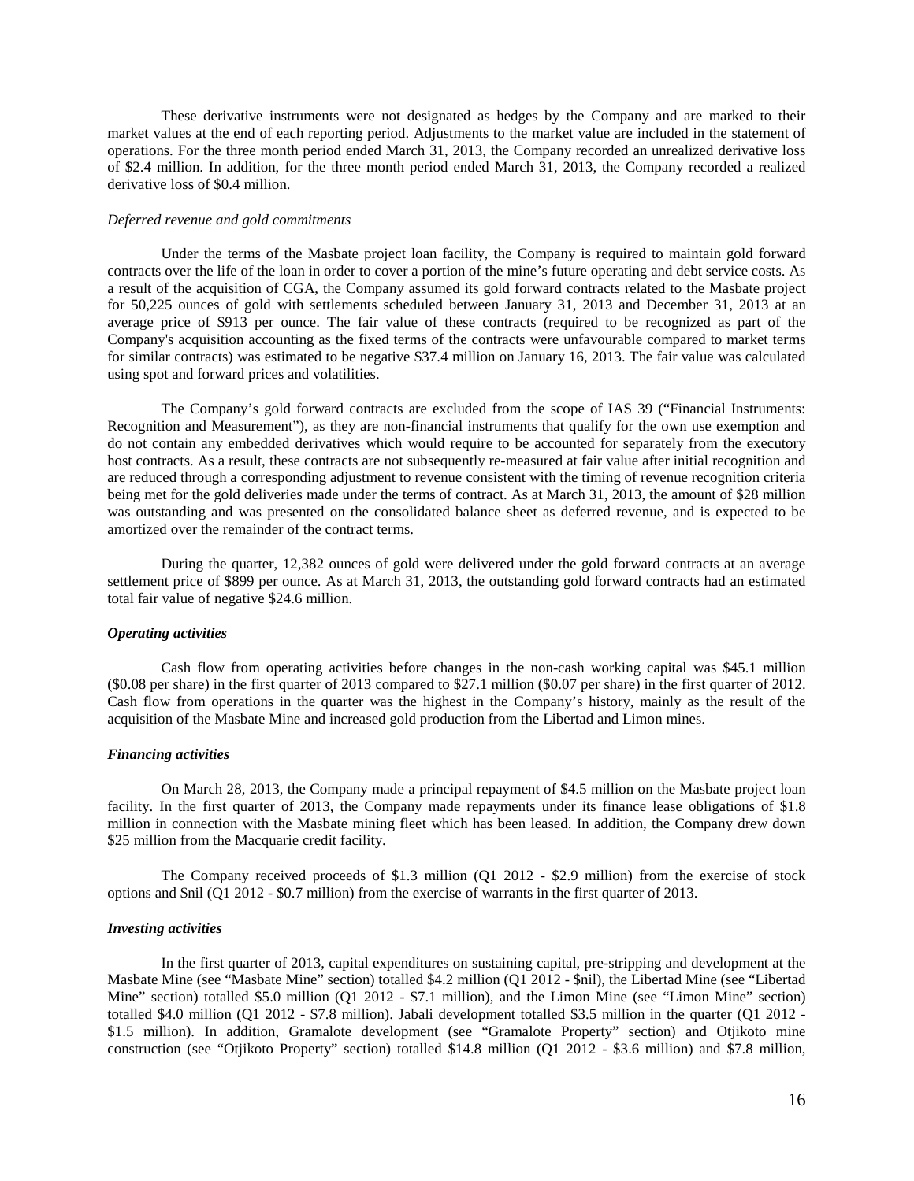These derivative instruments were not designated as hedges by the Company and are marked to their market values at the end of each reporting period. Adjustments to the market value are included in the statement of operations. For the three month period ended March 31, 2013, the Company recorded an unrealized derivative loss of $2.4 million. In addition, for the three month period ended March 31, 2013, the Company recorded a realized derivative loss of $0.4 million.

*Deferred revenue and gold commitments*

Under the terms of the Masbate project loan facility, the Company is required to maintain gold forward contracts over the life of the loan in order to cover a portion of the mine's future operating and debt service costs. As a result of the acquisition of CGA, the Company assumed its gold forward contracts related to the Masbate project for 50,225 ounces of gold with settlements scheduled between January 31, 2013 and December 31, 2013 at an average price of $913 per ounce. The fair value of these contracts (required to be recognized as part of the Company's acquisition accounting as the fixed terms of the contracts were unfavourable compared to market terms for similar contracts) was estimated to be negative $37.4 million on January 16, 2013. The fair value was calculated using spot and forward prices and volatilities.

The Company's gold forward contracts are excluded from the scope of IAS 39 ("Financial Instruments: Recognition and Measurement"), as they are non-financial instruments that qualify for the own use exemption and do not contain any embedded derivatives which would require to be accounted for separately from the executory host contracts. As a result, these contracts are not subsequently re-measured at fair value after initial recognition and are reduced through a corresponding adjustment to revenue consistent with the timing of revenue recognition criteria being met for the gold deliveries made under the terms of contract. As at March 31, 2013, the amount of $28 million was outstanding and was presented on the consolidated balance sheet as deferred revenue, and is expected to be amortized over the remainder of the contract terms.

During the quarter, 12,382 ounces of gold were delivered under the gold forward contracts at an average settlement price of $899 per ounce. As at March 31, 2013, the outstanding gold forward contracts had an estimated total fair value of negative $24.6 million.

***Operating activities***

Cash flow from operating activities before changes in the non-cash working capital was $45.1 million ($0.08 per share) in the first quarter of 2013 compared to $27.1 million ($0.07 per share) in the first quarter of 2012. Cash flow from operations in the quarter was the highest in the Company's history, mainly as the result of the acquisition of the Masbate Mine and increased gold production from the Libertad and Limon mines.

***Financing activities***

On March 28, 2013, the Company made a principal repayment of $4.5 million on the Masbate project loan facility. In the first quarter of 2013, the Company made repayments under its finance lease obligations of $1.8 million in connection with the Masbate mining fleet which has been leased. In addition, the Company drew down $25 million from the Macquarie credit facility.

The Company received proceeds of $1.3 million (Q1 2012 - $2.9 million) from the exercise of stock options and $nil (Q1 2012 - $0.7 million) from the exercise of warrants in the first quarter of 2013.

***Investing activities***

In the first quarter of 2013, capital expenditures on sustaining capital, pre-stripping and development at the Masbate Mine (see "Masbate Mine" section) totalled $4.2 million (Q1 2012 - $nil), the Libertad Mine (see "Libertad Mine" section) totalled $5.0 million (Q1 2012 - $7.1 million), and the Limon Mine (see "Limon Mine" section) totalled $4.0 million (Q1 2012 - $7.8 million). Jabali development totalled $3.5 million in the quarter (Q1 2012 - $1.5 million). In addition, Gramalote development (see "Gramalote Property" section) and Otjikoto mine construction (see "Otjikoto Property" section) totalled $14.8 million (Q1 2012 - $3.6 million) and $7.8 million,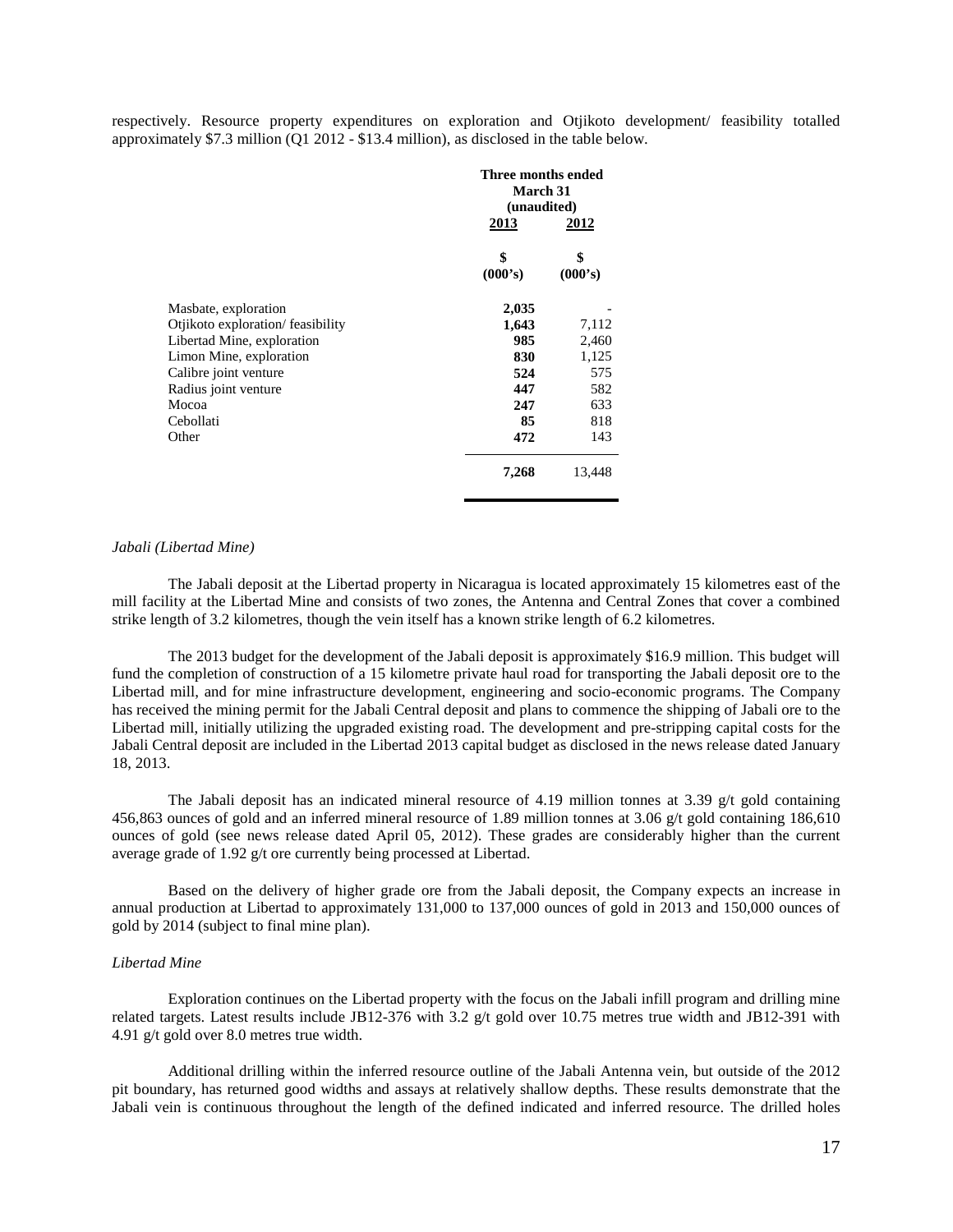respectively. Resource property expenditures on exploration and Otjikoto development/ feasibility totalled approximately \$7.3 million (Q1 2012 - \$13.4 million), as disclosed in the table below.

| | Three months ended March 31 (unaudited) | |
|---|---|---|
| | **2013** | **2012** |
| | **\$ (000's)** | **\$ (000's)** |
| Masbate, exploration | **2,035** | - |
| Otjikoto exploration/ feasibility | **1,643** | 7,112 |
| Libertad Mine, exploration | **985** | 2,460 |
| Limon Mine, exploration | **830** | 1,125 |
| Calibre joint venture | **524** | 575 |
| Radius joint venture | **447** | 582 |
| Mocoa | **247** | 633 |
| Cebollati | **85** | 818 |
| Other | **472** | 143 |
| | **7,268** | 13,448 |

*Jabali (Libertad Mine)*

The Jabali deposit at the Libertad property in Nicaragua is located approximately 15 kilometres east of the mill facility at the Libertad Mine and consists of two zones, the Antenna and Central Zones that cover a combined strike length of 3.2 kilometres, though the vein itself has a known strike length of 6.2 kilometres.

The 2013 budget for the development of the Jabali deposit is approximately \$16.9 million. This budget will fund the completion of construction of a 15 kilometre private haul road for transporting the Jabali deposit ore to the Libertad mill, and for mine infrastructure development, engineering and socio-economic programs. The Company has received the mining permit for the Jabali Central deposit and plans to commence the shipping of Jabali ore to the Libertad mill, initially utilizing the upgraded existing road. The development and pre-stripping capital costs for the Jabali Central deposit are included in the Libertad 2013 capital budget as disclosed in the news release dated January 18, 2013.

The Jabali deposit has an indicated mineral resource of 4.19 million tonnes at 3.39 g/t gold containing 456,863 ounces of gold and an inferred mineral resource of 1.89 million tonnes at 3.06 g/t gold containing 186,610 ounces of gold (see news release dated April 05, 2012). These grades are considerably higher than the current average grade of 1.92 g/t ore currently being processed at Libertad.

Based on the delivery of higher grade ore from the Jabali deposit, the Company expects an increase in annual production at Libertad to approximately 131,000 to 137,000 ounces of gold in 2013 and 150,000 ounces of gold by 2014 (subject to final mine plan).

*Libertad Mine*

Exploration continues on the Libertad property with the focus on the Jabali infill program and drilling mine related targets. Latest results include JB12-376 with 3.2 g/t gold over 10.75 metres true width and JB12-391 with 4.91 g/t gold over 8.0 metres true width.

Additional drilling within the inferred resource outline of the Jabali Antenna vein, but outside of the 2012 pit boundary, has returned good widths and assays at relatively shallow depths. These results demonstrate that the Jabali vein is continuous throughout the length of the defined indicated and inferred resource. The drilled holes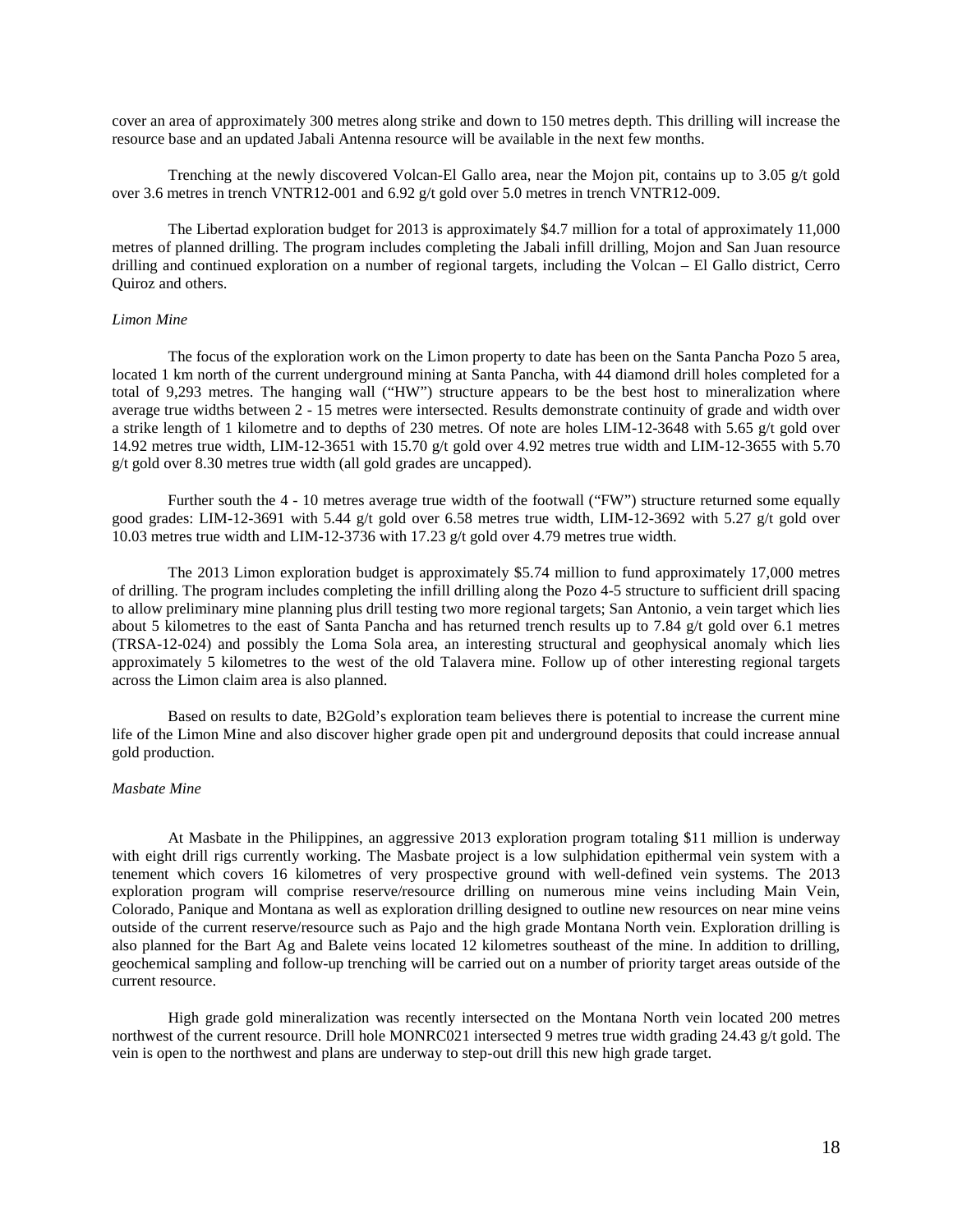cover an area of approximately 300 metres along strike and down to 150 metres depth. This drilling will increase the resource base and an updated Jabali Antenna resource will be available in the next few months.

Trenching at the newly discovered Volcan-El Gallo area, near the Mojon pit, contains up to 3.05 g/t gold over 3.6 metres in trench VNTR12-001 and 6.92 g/t gold over 5.0 metres in trench VNTR12-009.

The Libertad exploration budget for 2013 is approximately $4.7 million for a total of approximately 11,000 metres of planned drilling. The program includes completing the Jabali infill drilling, Mojon and San Juan resource drilling and continued exploration on a number of regional targets, including the Volcan – El Gallo district, Cerro Quiroz and others.

*Limon Mine*

The focus of the exploration work on the Limon property to date has been on the Santa Pancha Pozo 5 area, located 1 km north of the current underground mining at Santa Pancha, with 44 diamond drill holes completed for a total of 9,293 metres. The hanging wall ("HW") structure appears to be the best host to mineralization where average true widths between 2 - 15 metres were intersected. Results demonstrate continuity of grade and width over a strike length of 1 kilometre and to depths of 230 metres. Of note are holes LIM-12-3648 with 5.65 g/t gold over 14.92 metres true width, LIM-12-3651 with 15.70 g/t gold over 4.92 metres true width and LIM-12-3655 with 5.70 g/t gold over 8.30 metres true width (all gold grades are uncapped).

Further south the 4 - 10 metres average true width of the footwall ("FW") structure returned some equally good grades: LIM-12-3691 with 5.44 g/t gold over 6.58 metres true width, LIM-12-3692 with 5.27 g/t gold over 10.03 metres true width and LIM-12-3736 with 17.23 g/t gold over 4.79 metres true width.

The 2013 Limon exploration budget is approximately $5.74 million to fund approximately 17,000 metres of drilling. The program includes completing the infill drilling along the Pozo 4-5 structure to sufficient drill spacing to allow preliminary mine planning plus drill testing two more regional targets; San Antonio, a vein target which lies about 5 kilometres to the east of Santa Pancha and has returned trench results up to 7.84 g/t gold over 6.1 metres (TRSA-12-024) and possibly the Loma Sola area, an interesting structural and geophysical anomaly which lies approximately 5 kilometres to the west of the old Talavera mine. Follow up of other interesting regional targets across the Limon claim area is also planned.

Based on results to date, B2Gold's exploration team believes there is potential to increase the current mine life of the Limon Mine and also discover higher grade open pit and underground deposits that could increase annual gold production.

*Masbate Mine*

At Masbate in the Philippines, an aggressive 2013 exploration program totaling $11 million is underway with eight drill rigs currently working. The Masbate project is a low sulphidation epithermal vein system with a tenement which covers 16 kilometres of very prospective ground with well-defined vein systems. The 2013 exploration program will comprise reserve/resource drilling on numerous mine veins including Main Vein, Colorado, Panique and Montana as well as exploration drilling designed to outline new resources on near mine veins outside of the current reserve/resource such as Pajo and the high grade Montana North vein. Exploration drilling is also planned for the Bart Ag and Balete veins located 12 kilometres southeast of the mine. In addition to drilling, geochemical sampling and follow-up trenching will be carried out on a number of priority target areas outside of the current resource.

High grade gold mineralization was recently intersected on the Montana North vein located 200 metres northwest of the current resource. Drill hole MONRC021 intersected 9 metres true width grading 24.43 g/t gold. The vein is open to the northwest and plans are underway to step-out drill this new high grade target.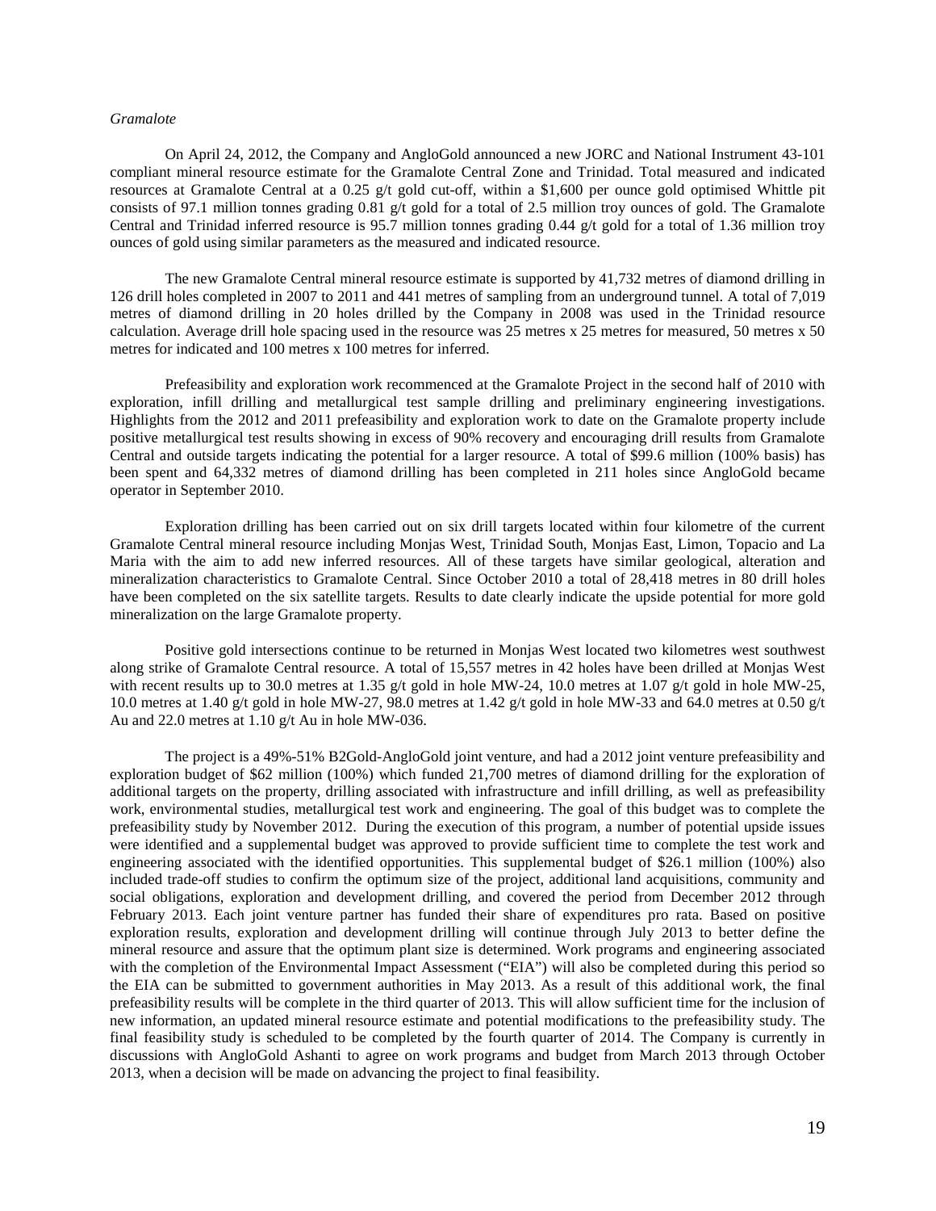*Gramalote*

On April 24, 2012, the Company and AngloGold announced a new JORC and National Instrument 43-101 compliant mineral resource estimate for the Gramalote Central Zone and Trinidad. Total measured and indicated resources at Gramalote Central at a 0.25 g/t gold cut-off, within a $1,600 per ounce gold optimised Whittle pit consists of 97.1 million tonnes grading 0.81 g/t gold for a total of 2.5 million troy ounces of gold. The Gramalote Central and Trinidad inferred resource is 95.7 million tonnes grading 0.44 g/t gold for a total of 1.36 million troy ounces of gold using similar parameters as the measured and indicated resource.

The new Gramalote Central mineral resource estimate is supported by 41,732 metres of diamond drilling in 126 drill holes completed in 2007 to 2011 and 441 metres of sampling from an underground tunnel. A total of 7,019 metres of diamond drilling in 20 holes drilled by the Company in 2008 was used in the Trinidad resource calculation. Average drill hole spacing used in the resource was 25 metres x 25 metres for measured, 50 metres x 50 metres for indicated and 100 metres x 100 metres for inferred.

Prefeasibility and exploration work recommenced at the Gramalote Project in the second half of 2010 with exploration, infill drilling and metallurgical test sample drilling and preliminary engineering investigations. Highlights from the 2012 and 2011 prefeasibility and exploration work to date on the Gramalote property include positive metallurgical test results showing in excess of 90% recovery and encouraging drill results from Gramalote Central and outside targets indicating the potential for a larger resource. A total of $99.6 million (100% basis) has been spent and 64,332 metres of diamond drilling has been completed in 211 holes since AngloGold became operator in September 2010.

Exploration drilling has been carried out on six drill targets located within four kilometre of the current Gramalote Central mineral resource including Monjas West, Trinidad South, Monjas East, Limon, Topacio and La Maria with the aim to add new inferred resources. All of these targets have similar geological, alteration and mineralization characteristics to Gramalote Central. Since October 2010 a total of 28,418 metres in 80 drill holes have been completed on the six satellite targets. Results to date clearly indicate the upside potential for more gold mineralization on the large Gramalote property.

Positive gold intersections continue to be returned in Monjas West located two kilometres west southwest along strike of Gramalote Central resource. A total of 15,557 metres in 42 holes have been drilled at Monjas West with recent results up to 30.0 metres at 1.35 g/t gold in hole MW-24, 10.0 metres at 1.07 g/t gold in hole MW-25, 10.0 metres at 1.40 g/t gold in hole MW-27, 98.0 metres at 1.42 g/t gold in hole MW-33 and 64.0 metres at 0.50 g/t Au and 22.0 metres at 1.10 g/t Au in hole MW-036.

The project is a 49%-51% B2Gold-AngloGold joint venture, and had a 2012 joint venture prefeasibility and exploration budget of $62 million (100%) which funded 21,700 metres of diamond drilling for the exploration of additional targets on the property, drilling associated with infrastructure and infill drilling, as well as prefeasibility work, environmental studies, metallurgical test work and engineering. The goal of this budget was to complete the prefeasibility study by November 2012. During the execution of this program, a number of potential upside issues were identified and a supplemental budget was approved to provide sufficient time to complete the test work and engineering associated with the identified opportunities. This supplemental budget of $26.1 million (100%) also included trade-off studies to confirm the optimum size of the project, additional land acquisitions, community and social obligations, exploration and development drilling, and covered the period from December 2012 through February 2013. Each joint venture partner has funded their share of expenditures pro rata. Based on positive exploration results, exploration and development drilling will continue through July 2013 to better define the mineral resource and assure that the optimum plant size is determined. Work programs and engineering associated with the completion of the Environmental Impact Assessment ("EIA") will also be completed during this period so the EIA can be submitted to government authorities in May 2013. As a result of this additional work, the final prefeasibility results will be complete in the third quarter of 2013. This will allow sufficient time for the inclusion of new information, an updated mineral resource estimate and potential modifications to the prefeasibility study. The final feasibility study is scheduled to be completed by the fourth quarter of 2014. The Company is currently in discussions with AngloGold Ashanti to agree on work programs and budget from March 2013 through October 2013, when a decision will be made on advancing the project to final feasibility.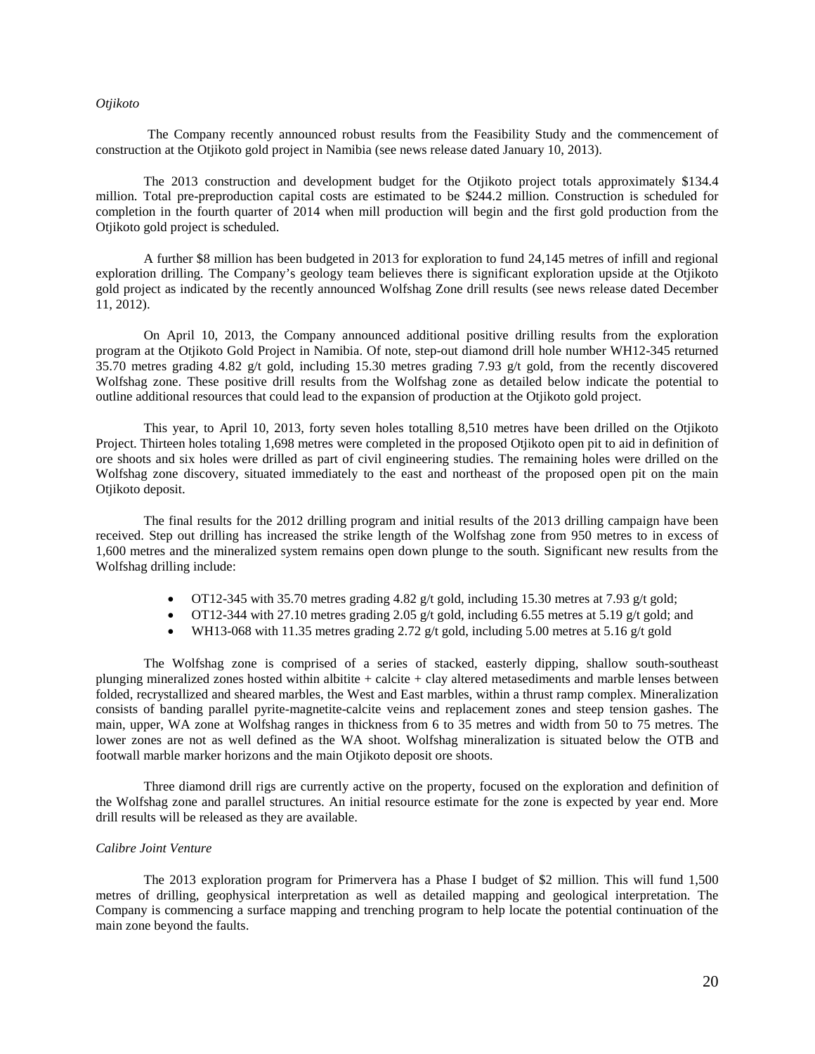*Otjikoto*

The Company recently announced robust results from the Feasibility Study and the commencement of construction at the Otjikoto gold project in Namibia (see news release dated January 10, 2013).

The 2013 construction and development budget for the Otjikoto project totals approximately $134.4 million. Total pre-preproduction capital costs are estimated to be $244.2 million. Construction is scheduled for completion in the fourth quarter of 2014 when mill production will begin and the first gold production from the Otjikoto gold project is scheduled.

A further $8 million has been budgeted in 2013 for exploration to fund 24,145 metres of infill and regional exploration drilling. The Company's geology team believes there is significant exploration upside at the Otjikoto gold project as indicated by the recently announced Wolfshag Zone drill results (see news release dated December 11, 2012).

On April 10, 2013, the Company announced additional positive drilling results from the exploration program at the Otjikoto Gold Project in Namibia. Of note, step-out diamond drill hole number WH12-345 returned 35.70 metres grading 4.82 g/t gold, including 15.30 metres grading 7.93 g/t gold, from the recently discovered Wolfshag zone. These positive drill results from the Wolfshag zone as detailed below indicate the potential to outline additional resources that could lead to the expansion of production at the Otjikoto gold project.

This year, to April 10, 2013, forty seven holes totalling 8,510 metres have been drilled on the Otjikoto Project. Thirteen holes totaling 1,698 metres were completed in the proposed Otjikoto open pit to aid in definition of ore shoots and six holes were drilled as part of civil engineering studies. The remaining holes were drilled on the Wolfshag zone discovery, situated immediately to the east and northeast of the proposed open pit on the main Otjikoto deposit.

The final results for the 2012 drilling program and initial results of the 2013 drilling campaign have been received. Step out drilling has increased the strike length of the Wolfshag zone from 950 metres to in excess of 1,600 metres and the mineralized system remains open down plunge to the south. Significant new results from the Wolfshag drilling include:

- OT12-345 with 35.70 metres grading 4.82 g/t gold, including 15.30 metres at 7.93 g/t gold;
- OT12-344 with 27.10 metres grading 2.05 g/t gold, including 6.55 metres at 5.19 g/t gold; and
- WH13-068 with 11.35 metres grading 2.72 g/t gold, including 5.00 metres at 5.16 g/t gold

The Wolfshag zone is comprised of a series of stacked, easterly dipping, shallow south-southeast plunging mineralized zones hosted within albitite + calcite + clay altered metasediments and marble lenses between folded, recrystallized and sheared marbles, the West and East marbles, within a thrust ramp complex. Mineralization consists of banding parallel pyrite-magnetite-calcite veins and replacement zones and steep tension gashes. The main, upper, WA zone at Wolfshag ranges in thickness from 6 to 35 metres and width from 50 to 75 metres. The lower zones are not as well defined as the WA shoot. Wolfshag mineralization is situated below the OTB and footwall marble marker horizons and the main Otjikoto deposit ore shoots.

Three diamond drill rigs are currently active on the property, focused on the exploration and definition of the Wolfshag zone and parallel structures. An initial resource estimate for the zone is expected by year end. More drill results will be released as they are available.

*Calibre Joint Venture*

The 2013 exploration program for Primervera has a Phase I budget of $2 million. This will fund 1,500 metres of drilling, geophysical interpretation as well as detailed mapping and geological interpretation. The Company is commencing a surface mapping and trenching program to help locate the potential continuation of the main zone beyond the faults.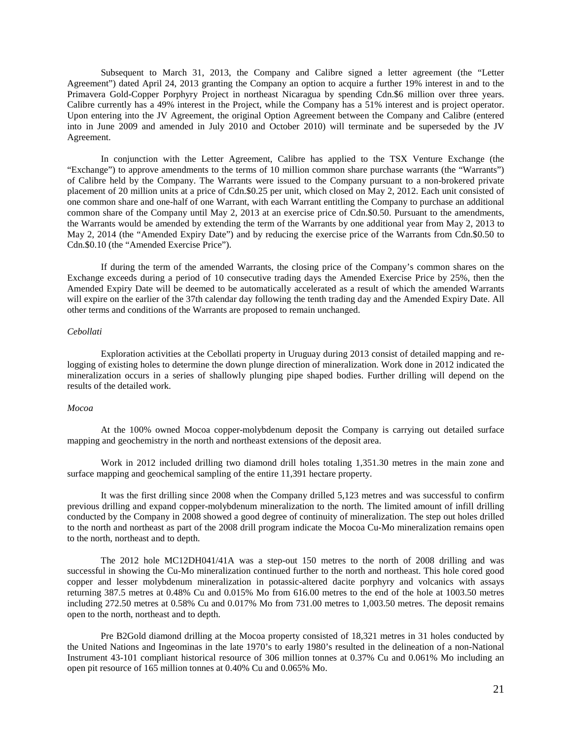Subsequent to March 31, 2013, the Company and Calibre signed a letter agreement (the "Letter Agreement") dated April 24, 2013 granting the Company an option to acquire a further 19% interest in and to the Primavera Gold-Copper Porphyry Project in northeast Nicaragua by spending Cdn.$6 million over three years. Calibre currently has a 49% interest in the Project, while the Company has a 51% interest and is project operator. Upon entering into the JV Agreement, the original Option Agreement between the Company and Calibre (entered into in June 2009 and amended in July 2010 and October 2010) will terminate and be superseded by the JV Agreement.

In conjunction with the Letter Agreement, Calibre has applied to the TSX Venture Exchange (the "Exchange") to approve amendments to the terms of 10 million common share purchase warrants (the "Warrants") of Calibre held by the Company. The Warrants were issued to the Company pursuant to a non-brokered private placement of 20 million units at a price of Cdn.$0.25 per unit, which closed on May 2, 2012. Each unit consisted of one common share and one-half of one Warrant, with each Warrant entitling the Company to purchase an additional common share of the Company until May 2, 2013 at an exercise price of Cdn.$0.50. Pursuant to the amendments, the Warrants would be amended by extending the term of the Warrants by one additional year from May 2, 2013 to May 2, 2014 (the "Amended Expiry Date") and by reducing the exercise price of the Warrants from Cdn.$0.50 to Cdn.$0.10 (the "Amended Exercise Price").

If during the term of the amended Warrants, the closing price of the Company's common shares on the Exchange exceeds during a period of 10 consecutive trading days the Amended Exercise Price by 25%, then the Amended Expiry Date will be deemed to be automatically accelerated as a result of which the amended Warrants will expire on the earlier of the 37th calendar day following the tenth trading day and the Amended Expiry Date. All other terms and conditions of the Warrants are proposed to remain unchanged.

*Cebollati*

Exploration activities at the Cebollati property in Uruguay during 2013 consist of detailed mapping and re-logging of existing holes to determine the down plunge direction of mineralization. Work done in 2012 indicated the mineralization occurs in a series of shallowly plunging pipe shaped bodies. Further drilling will depend on the results of the detailed work.

*Mocoa*

At the 100% owned Mocoa copper-molybdenum deposit the Company is carrying out detailed surface mapping and geochemistry in the north and northeast extensions of the deposit area.

Work in 2012 included drilling two diamond drill holes totaling 1,351.30 metres in the main zone and surface mapping and geochemical sampling of the entire 11,391 hectare property.

It was the first drilling since 2008 when the Company drilled 5,123 metres and was successful to confirm previous drilling and expand copper-molybdenum mineralization to the north. The limited amount of infill drilling conducted by the Company in 2008 showed a good degree of continuity of mineralization. The step out holes drilled to the north and northeast as part of the 2008 drill program indicate the Mocoa Cu-Mo mineralization remains open to the north, northeast and to depth.

The 2012 hole MC12DH041/41A was a step-out 150 metres to the north of 2008 drilling and was successful in showing the Cu-Mo mineralization continued further to the north and northeast. This hole cored good copper and lesser molybdenum mineralization in potassic-altered dacite porphyry and volcanics with assays returning 387.5 metres at 0.48% Cu and 0.015% Mo from 616.00 metres to the end of the hole at 1003.50 metres including 272.50 metres at 0.58% Cu and 0.017% Mo from 731.00 metres to 1,003.50 metres. The deposit remains open to the north, northeast and to depth.

Pre B2Gold diamond drilling at the Mocoa property consisted of 18,321 metres in 31 holes conducted by the United Nations and Ingeominas in the late 1970's to early 1980's resulted in the delineation of a non-National Instrument 43-101 compliant historical resource of 306 million tonnes at 0.37% Cu and 0.061% Mo including an open pit resource of 165 million tonnes at 0.40% Cu and 0.065% Mo.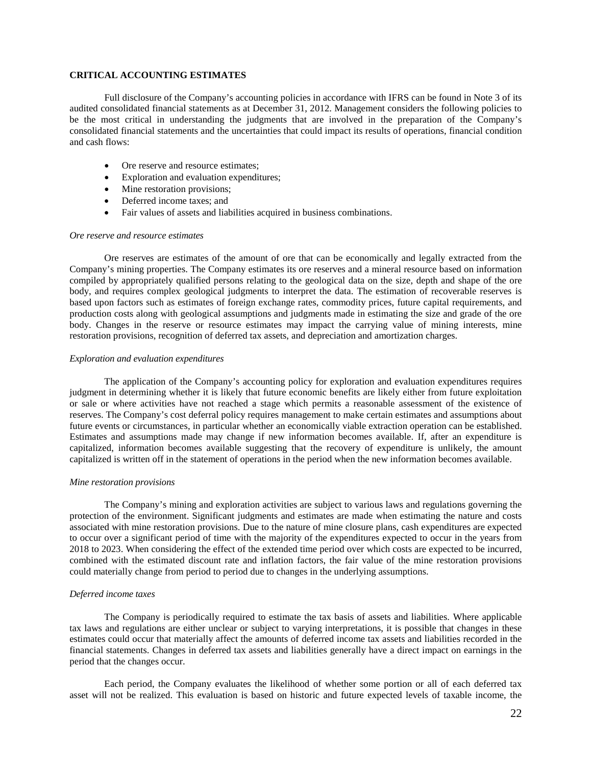## CRITICAL ACCOUNTING ESTIMATES

Full disclosure of the Company's accounting policies in accordance with IFRS can be found in Note 3 of its audited consolidated financial statements as at December 31, 2012. Management considers the following policies to be the most critical in understanding the judgments that are involved in the preparation of the Company's consolidated financial statements and the uncertainties that could impact its results of operations, financial condition and cash flows:

- Ore reserve and resource estimates;
- Exploration and evaluation expenditures;
- Mine restoration provisions;
- Deferred income taxes; and
- Fair values of assets and liabilities acquired in business combinations.

*Ore reserve and resource estimates*

Ore reserves are estimates of the amount of ore that can be economically and legally extracted from the Company's mining properties. The Company estimates its ore reserves and a mineral resource based on information compiled by appropriately qualified persons relating to the geological data on the size, depth and shape of the ore body, and requires complex geological judgments to interpret the data. The estimation of recoverable reserves is based upon factors such as estimates of foreign exchange rates, commodity prices, future capital requirements, and production costs along with geological assumptions and judgments made in estimating the size and grade of the ore body. Changes in the reserve or resource estimates may impact the carrying value of mining interests, mine restoration provisions, recognition of deferred tax assets, and depreciation and amortization charges.

*Exploration and evaluation expenditures*

The application of the Company's accounting policy for exploration and evaluation expenditures requires judgment in determining whether it is likely that future economic benefits are likely either from future exploitation or sale or where activities have not reached a stage which permits a reasonable assessment of the existence of reserves. The Company's cost deferral policy requires management to make certain estimates and assumptions about future events or circumstances, in particular whether an economically viable extraction operation can be established. Estimates and assumptions made may change if new information becomes available. If, after an expenditure is capitalized, information becomes available suggesting that the recovery of expenditure is unlikely, the amount capitalized is written off in the statement of operations in the period when the new information becomes available.

*Mine restoration provisions*

The Company's mining and exploration activities are subject to various laws and regulations governing the protection of the environment. Significant judgments and estimates are made when estimating the nature and costs associated with mine restoration provisions. Due to the nature of mine closure plans, cash expenditures are expected to occur over a significant period of time with the majority of the expenditures expected to occur in the years from 2018 to 2023. When considering the effect of the extended time period over which costs are expected to be incurred, combined with the estimated discount rate and inflation factors, the fair value of the mine restoration provisions could materially change from period to period due to changes in the underlying assumptions.

*Deferred income taxes*

The Company is periodically required to estimate the tax basis of assets and liabilities. Where applicable tax laws and regulations are either unclear or subject to varying interpretations, it is possible that changes in these estimates could occur that materially affect the amounts of deferred income tax assets and liabilities recorded in the financial statements. Changes in deferred tax assets and liabilities generally have a direct impact on earnings in the period that the changes occur.

Each period, the Company evaluates the likelihood of whether some portion or all of each deferred tax asset will not be realized. This evaluation is based on historic and future expected levels of taxable income, the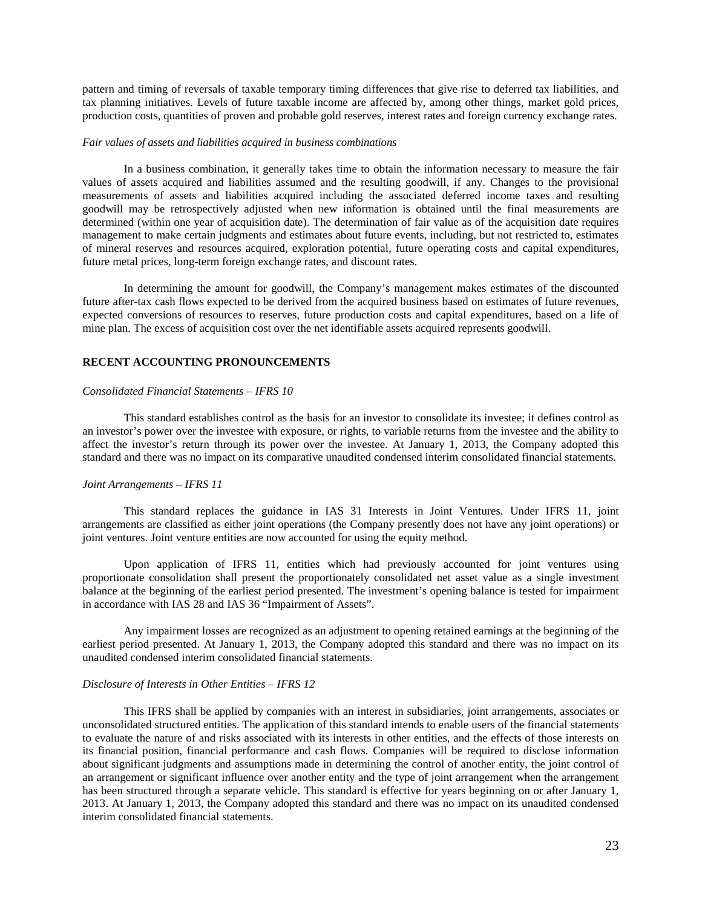pattern and timing of reversals of taxable temporary timing differences that give rise to deferred tax liabilities, and tax planning initiatives. Levels of future taxable income are affected by, among other things, market gold prices, production costs, quantities of proven and probable gold reserves, interest rates and foreign currency exchange rates.

*Fair values of assets and liabilities acquired in business combinations*

In a business combination, it generally takes time to obtain the information necessary to measure the fair values of assets acquired and liabilities assumed and the resulting goodwill, if any. Changes to the provisional measurements of assets and liabilities acquired including the associated deferred income taxes and resulting goodwill may be retrospectively adjusted when new information is obtained until the final measurements are determined (within one year of acquisition date). The determination of fair value as of the acquisition date requires management to make certain judgments and estimates about future events, including, but not restricted to, estimates of mineral reserves and resources acquired, exploration potential, future operating costs and capital expenditures, future metal prices, long-term foreign exchange rates, and discount rates.

In determining the amount for goodwill, the Company's management makes estimates of the discounted future after-tax cash flows expected to be derived from the acquired business based on estimates of future revenues, expected conversions of resources to reserves, future production costs and capital expenditures, based on a life of mine plan. The excess of acquisition cost over the net identifiable assets acquired represents goodwill.

## RECENT ACCOUNTING PRONOUNCEMENTS

*Consolidated Financial Statements – IFRS 10*

This standard establishes control as the basis for an investor to consolidate its investee; it defines control as an investor's power over the investee with exposure, or rights, to variable returns from the investee and the ability to affect the investor's return through its power over the investee. At January 1, 2013, the Company adopted this standard and there was no impact on its comparative unaudited condensed interim consolidated financial statements.

*Joint Arrangements – IFRS 11*

This standard replaces the guidance in IAS 31 Interests in Joint Ventures. Under IFRS 11, joint arrangements are classified as either joint operations (the Company presently does not have any joint operations) or joint ventures. Joint venture entities are now accounted for using the equity method.

Upon application of IFRS 11, entities which had previously accounted for joint ventures using proportionate consolidation shall present the proportionately consolidated net asset value as a single investment balance at the beginning of the earliest period presented. The investment's opening balance is tested for impairment in accordance with IAS 28 and IAS 36 "Impairment of Assets".

Any impairment losses are recognized as an adjustment to opening retained earnings at the beginning of the earliest period presented. At January 1, 2013, the Company adopted this standard and there was no impact on its unaudited condensed interim consolidated financial statements.

*Disclosure of Interests in Other Entities – IFRS 12*

This IFRS shall be applied by companies with an interest in subsidiaries, joint arrangements, associates or unconsolidated structured entities. The application of this standard intends to enable users of the financial statements to evaluate the nature of and risks associated with its interests in other entities, and the effects of those interests on its financial position, financial performance and cash flows. Companies will be required to disclose information about significant judgments and assumptions made in determining the control of another entity, the joint control of an arrangement or significant influence over another entity and the type of joint arrangement when the arrangement has been structured through a separate vehicle. This standard is effective for years beginning on or after January 1, 2013. At January 1, 2013, the Company adopted this standard and there was no impact on its unaudited condensed interim consolidated financial statements.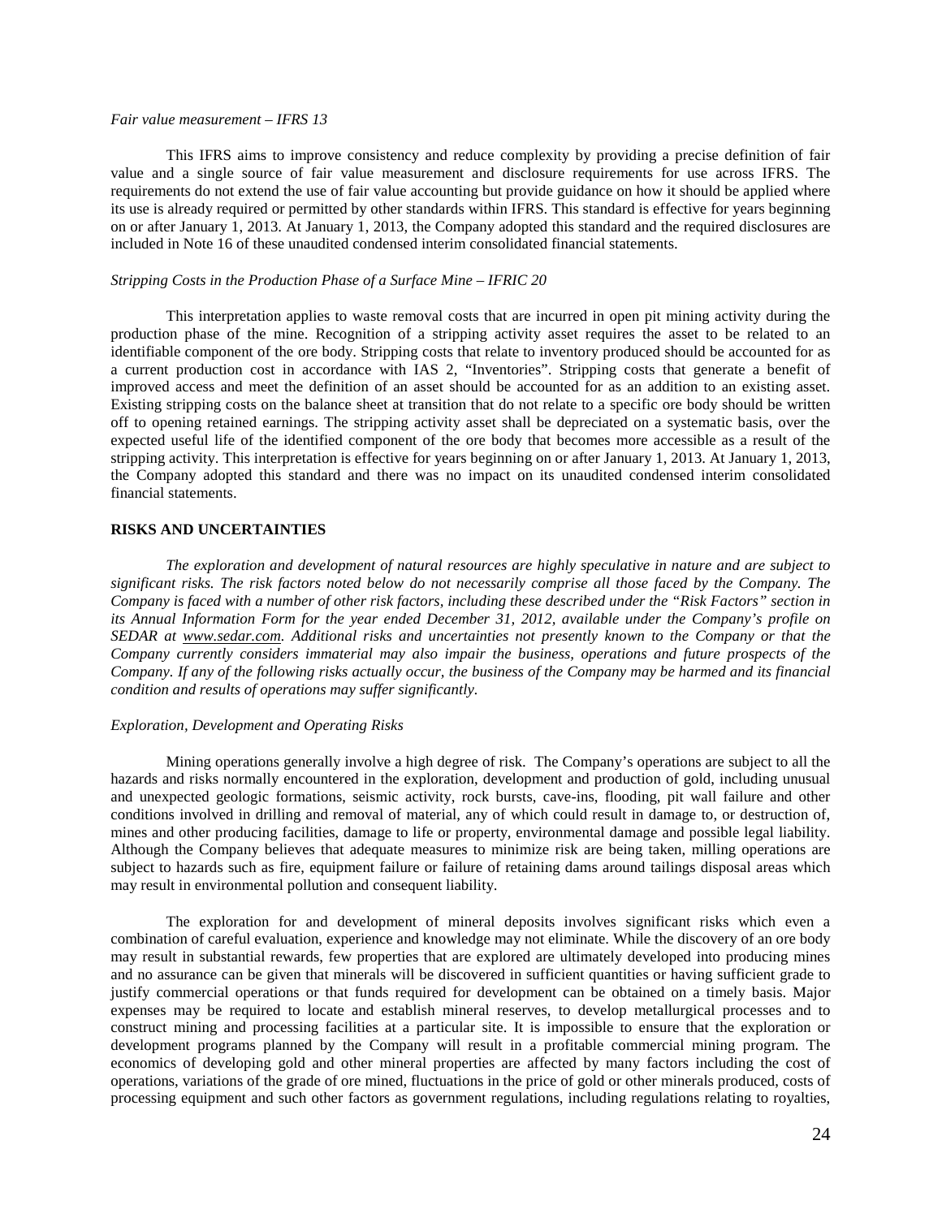*Fair value measurement – IFRS 13*

This IFRS aims to improve consistency and reduce complexity by providing a precise definition of fair value and a single source of fair value measurement and disclosure requirements for use across IFRS. The requirements do not extend the use of fair value accounting but provide guidance on how it should be applied where its use is already required or permitted by other standards within IFRS. This standard is effective for years beginning on or after January 1, 2013. At January 1, 2013, the Company adopted this standard and the required disclosures are included in Note 16 of these unaudited condensed interim consolidated financial statements.

*Stripping Costs in the Production Phase of a Surface Mine – IFRIC 20*

This interpretation applies to waste removal costs that are incurred in open pit mining activity during the production phase of the mine. Recognition of a stripping activity asset requires the asset to be related to an identifiable component of the ore body. Stripping costs that relate to inventory produced should be accounted for as a current production cost in accordance with IAS 2, "Inventories". Stripping costs that generate a benefit of improved access and meet the definition of an asset should be accounted for as an addition to an existing asset. Existing stripping costs on the balance sheet at transition that do not relate to a specific ore body should be written off to opening retained earnings. The stripping activity asset shall be depreciated on a systematic basis, over the expected useful life of the identified component of the ore body that becomes more accessible as a result of the stripping activity. This interpretation is effective for years beginning on or after January 1, 2013. At January 1, 2013, the Company adopted this standard and there was no impact on its unaudited condensed interim consolidated financial statements.

## RISKS AND UNCERTAINTIES

*The exploration and development of natural resources are highly speculative in nature and are subject to significant risks. The risk factors noted below do not necessarily comprise all those faced by the Company. The Company is faced with a number of other risk factors, including these described under the "Risk Factors" section in its Annual Information Form for the year ended December 31, 2012, available under the Company's profile on SEDAR at www.sedar.com. Additional risks and uncertainties not presently known to the Company or that the Company currently considers immaterial may also impair the business, operations and future prospects of the Company. If any of the following risks actually occur, the business of the Company may be harmed and its financial condition and results of operations may suffer significantly.*

*Exploration, Development and Operating Risks*

Mining operations generally involve a high degree of risk. The Company's operations are subject to all the hazards and risks normally encountered in the exploration, development and production of gold, including unusual and unexpected geologic formations, seismic activity, rock bursts, cave-ins, flooding, pit wall failure and other conditions involved in drilling and removal of material, any of which could result in damage to, or destruction of, mines and other producing facilities, damage to life or property, environmental damage and possible legal liability. Although the Company believes that adequate measures to minimize risk are being taken, milling operations are subject to hazards such as fire, equipment failure or failure of retaining dams around tailings disposal areas which may result in environmental pollution and consequent liability.

The exploration for and development of mineral deposits involves significant risks which even a combination of careful evaluation, experience and knowledge may not eliminate. While the discovery of an ore body may result in substantial rewards, few properties that are explored are ultimately developed into producing mines and no assurance can be given that minerals will be discovered in sufficient quantities or having sufficient grade to justify commercial operations or that funds required for development can be obtained on a timely basis. Major expenses may be required to locate and establish mineral reserves, to develop metallurgical processes and to construct mining and processing facilities at a particular site. It is impossible to ensure that the exploration or development programs planned by the Company will result in a profitable commercial mining program. The economics of developing gold and other mineral properties are affected by many factors including the cost of operations, variations of the grade of ore mined, fluctuations in the price of gold or other minerals produced, costs of processing equipment and such other factors as government regulations, including regulations relating to royalties,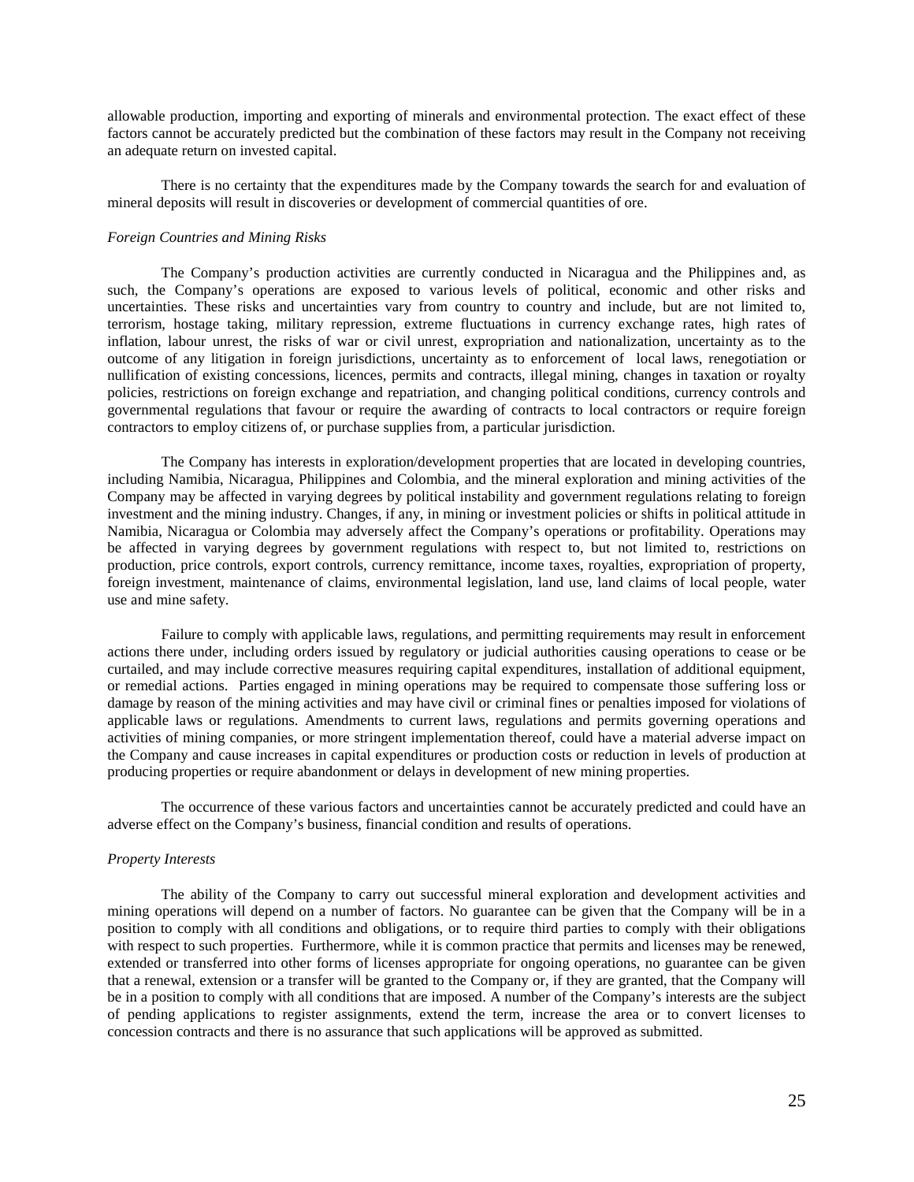allowable production, importing and exporting of minerals and environmental protection. The exact effect of these factors cannot be accurately predicted but the combination of these factors may result in the Company not receiving an adequate return on invested capital.

There is no certainty that the expenditures made by the Company towards the search for and evaluation of mineral deposits will result in discoveries or development of commercial quantities of ore.

*Foreign Countries and Mining Risks*

The Company's production activities are currently conducted in Nicaragua and the Philippines and, as such, the Company's operations are exposed to various levels of political, economic and other risks and uncertainties. These risks and uncertainties vary from country to country and include, but are not limited to, terrorism, hostage taking, military repression, extreme fluctuations in currency exchange rates, high rates of inflation, labour unrest, the risks of war or civil unrest, expropriation and nationalization, uncertainty as to the outcome of any litigation in foreign jurisdictions, uncertainty as to enforcement of local laws, renegotiation or nullification of existing concessions, licences, permits and contracts, illegal mining, changes in taxation or royalty policies, restrictions on foreign exchange and repatriation, and changing political conditions, currency controls and governmental regulations that favour or require the awarding of contracts to local contractors or require foreign contractors to employ citizens of, or purchase supplies from, a particular jurisdiction.

The Company has interests in exploration/development properties that are located in developing countries, including Namibia, Nicaragua, Philippines and Colombia, and the mineral exploration and mining activities of the Company may be affected in varying degrees by political instability and government regulations relating to foreign investment and the mining industry. Changes, if any, in mining or investment policies or shifts in political attitude in Namibia, Nicaragua or Colombia may adversely affect the Company's operations or profitability. Operations may be affected in varying degrees by government regulations with respect to, but not limited to, restrictions on production, price controls, export controls, currency remittance, income taxes, royalties, expropriation of property, foreign investment, maintenance of claims, environmental legislation, land use, land claims of local people, water use and mine safety.

Failure to comply with applicable laws, regulations, and permitting requirements may result in enforcement actions there under, including orders issued by regulatory or judicial authorities causing operations to cease or be curtailed, and may include corrective measures requiring capital expenditures, installation of additional equipment, or remedial actions. Parties engaged in mining operations may be required to compensate those suffering loss or damage by reason of the mining activities and may have civil or criminal fines or penalties imposed for violations of applicable laws or regulations. Amendments to current laws, regulations and permits governing operations and activities of mining companies, or more stringent implementation thereof, could have a material adverse impact on the Company and cause increases in capital expenditures or production costs or reduction in levels of production at producing properties or require abandonment or delays in development of new mining properties.

The occurrence of these various factors and uncertainties cannot be accurately predicted and could have an adverse effect on the Company's business, financial condition and results of operations.

*Property Interests*

The ability of the Company to carry out successful mineral exploration and development activities and mining operations will depend on a number of factors. No guarantee can be given that the Company will be in a position to comply with all conditions and obligations, or to require third parties to comply with their obligations with respect to such properties. Furthermore, while it is common practice that permits and licenses may be renewed, extended or transferred into other forms of licenses appropriate for ongoing operations, no guarantee can be given that a renewal, extension or a transfer will be granted to the Company or, if they are granted, that the Company will be in a position to comply with all conditions that are imposed. A number of the Company's interests are the subject of pending applications to register assignments, extend the term, increase the area or to convert licenses to concession contracts and there is no assurance that such applications will be approved as submitted.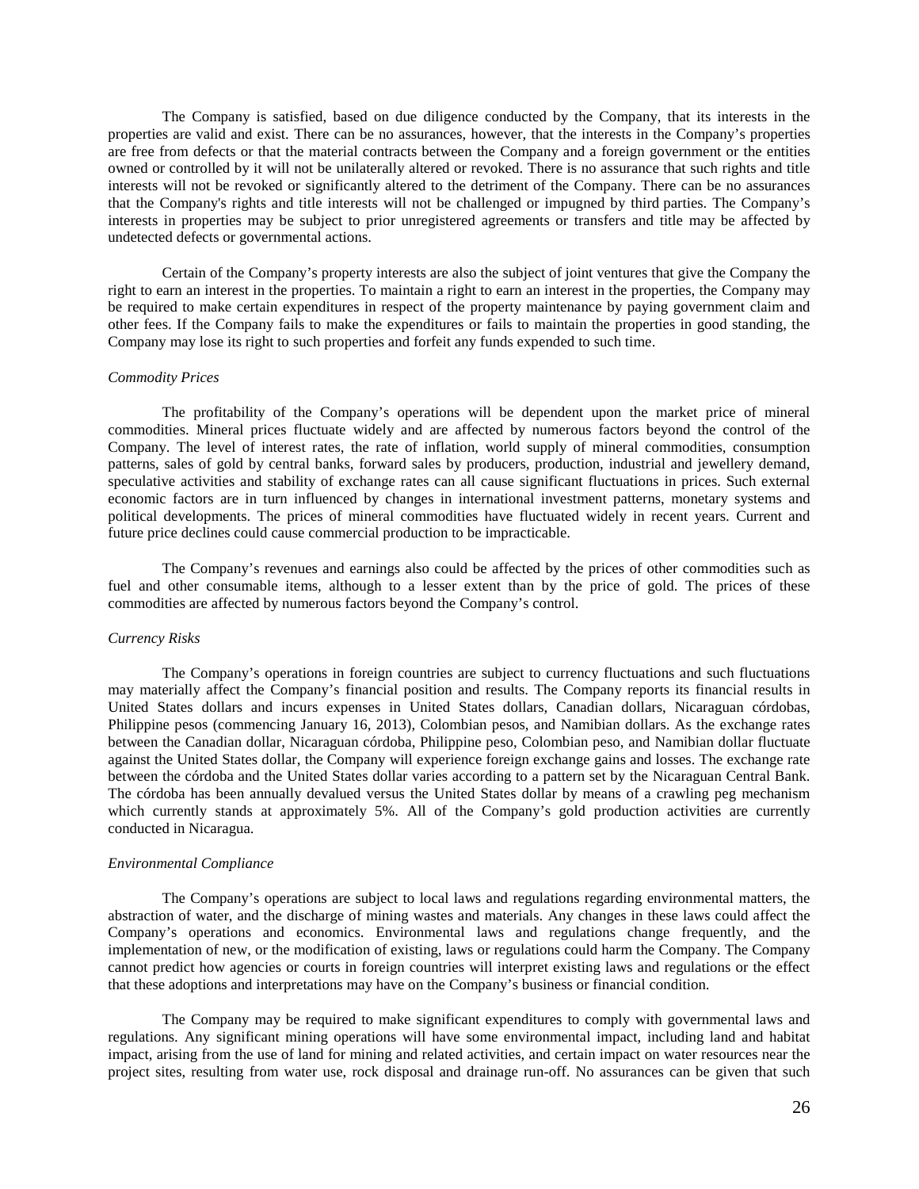The Company is satisfied, based on due diligence conducted by the Company, that its interests in the properties are valid and exist. There can be no assurances, however, that the interests in the Company's properties are free from defects or that the material contracts between the Company and a foreign government or the entities owned or controlled by it will not be unilaterally altered or revoked. There is no assurance that such rights and title interests will not be revoked or significantly altered to the detriment of the Company. There can be no assurances that the Company's rights and title interests will not be challenged or impugned by third parties. The Company's interests in properties may be subject to prior unregistered agreements or transfers and title may be affected by undetected defects or governmental actions.

Certain of the Company's property interests are also the subject of joint ventures that give the Company the right to earn an interest in the properties. To maintain a right to earn an interest in the properties, the Company may be required to make certain expenditures in respect of the property maintenance by paying government claim and other fees. If the Company fails to make the expenditures or fails to maintain the properties in good standing, the Company may lose its right to such properties and forfeit any funds expended to such time.

*Commodity Prices*

The profitability of the Company's operations will be dependent upon the market price of mineral commodities. Mineral prices fluctuate widely and are affected by numerous factors beyond the control of the Company. The level of interest rates, the rate of inflation, world supply of mineral commodities, consumption patterns, sales of gold by central banks, forward sales by producers, production, industrial and jewellery demand, speculative activities and stability of exchange rates can all cause significant fluctuations in prices. Such external economic factors are in turn influenced by changes in international investment patterns, monetary systems and political developments. The prices of mineral commodities have fluctuated widely in recent years. Current and future price declines could cause commercial production to be impracticable.

The Company's revenues and earnings also could be affected by the prices of other commodities such as fuel and other consumable items, although to a lesser extent than by the price of gold. The prices of these commodities are affected by numerous factors beyond the Company's control.

*Currency Risks*

The Company's operations in foreign countries are subject to currency fluctuations and such fluctuations may materially affect the Company's financial position and results. The Company reports its financial results in United States dollars and incurs expenses in United States dollars, Canadian dollars, Nicaraguan córdobas, Philippine pesos (commencing January 16, 2013), Colombian pesos, and Namibian dollars. As the exchange rates between the Canadian dollar, Nicaraguan córdoba, Philippine peso, Colombian peso, and Namibian dollar fluctuate against the United States dollar, the Company will experience foreign exchange gains and losses. The exchange rate between the córdoba and the United States dollar varies according to a pattern set by the Nicaraguan Central Bank. The córdoba has been annually devalued versus the United States dollar by means of a crawling peg mechanism which currently stands at approximately 5%. All of the Company's gold production activities are currently conducted in Nicaragua.

*Environmental Compliance*

The Company's operations are subject to local laws and regulations regarding environmental matters, the abstraction of water, and the discharge of mining wastes and materials. Any changes in these laws could affect the Company's operations and economics. Environmental laws and regulations change frequently, and the implementation of new, or the modification of existing, laws or regulations could harm the Company. The Company cannot predict how agencies or courts in foreign countries will interpret existing laws and regulations or the effect that these adoptions and interpretations may have on the Company's business or financial condition.

The Company may be required to make significant expenditures to comply with governmental laws and regulations. Any significant mining operations will have some environmental impact, including land and habitat impact, arising from the use of land for mining and related activities, and certain impact on water resources near the project sites, resulting from water use, rock disposal and drainage run-off. No assurances can be given that such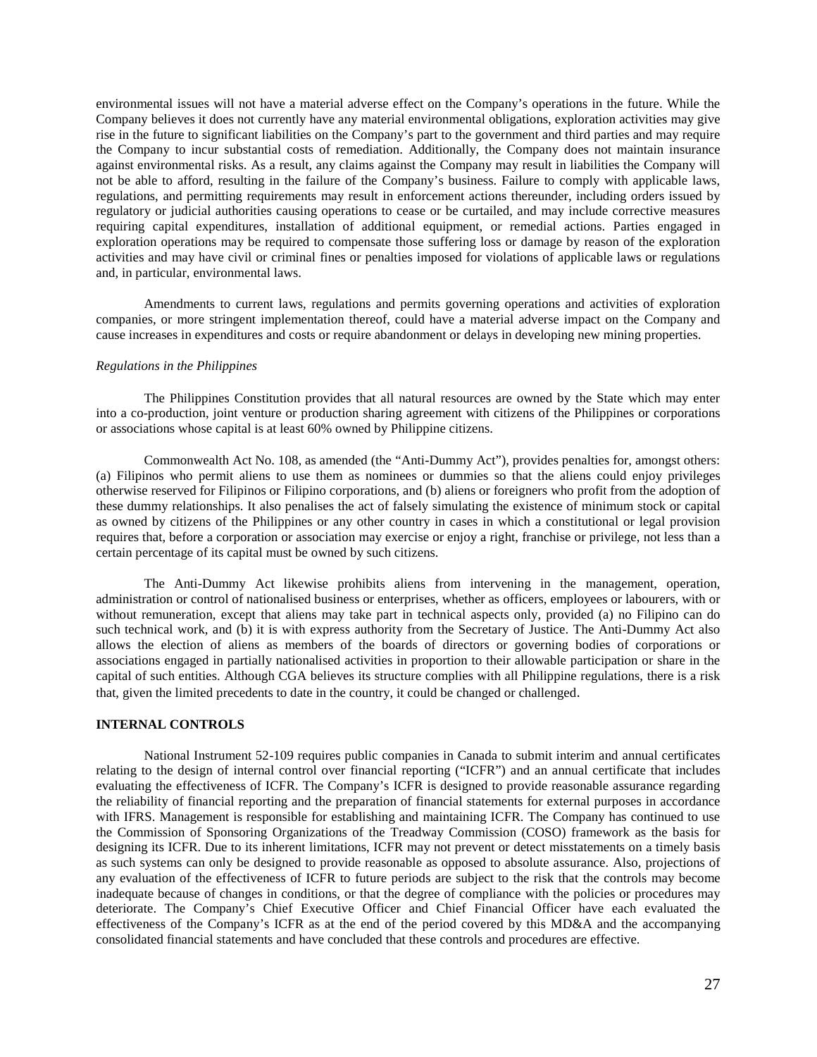environmental issues will not have a material adverse effect on the Company's operations in the future. While the Company believes it does not currently have any material environmental obligations, exploration activities may give rise in the future to significant liabilities on the Company's part to the government and third parties and may require the Company to incur substantial costs of remediation. Additionally, the Company does not maintain insurance against environmental risks. As a result, any claims against the Company may result in liabilities the Company will not be able to afford, resulting in the failure of the Company's business. Failure to comply with applicable laws, regulations, and permitting requirements may result in enforcement actions thereunder, including orders issued by regulatory or judicial authorities causing operations to cease or be curtailed, and may include corrective measures requiring capital expenditures, installation of additional equipment, or remedial actions. Parties engaged in exploration operations may be required to compensate those suffering loss or damage by reason of the exploration activities and may have civil or criminal fines or penalties imposed for violations of applicable laws or regulations and, in particular, environmental laws.

Amendments to current laws, regulations and permits governing operations and activities of exploration companies, or more stringent implementation thereof, could have a material adverse impact on the Company and cause increases in expenditures and costs or require abandonment or delays in developing new mining properties.

*Regulations in the Philippines*

The Philippines Constitution provides that all natural resources are owned by the State which may enter into a co-production, joint venture or production sharing agreement with citizens of the Philippines or corporations or associations whose capital is at least 60% owned by Philippine citizens.

Commonwealth Act No. 108, as amended (the "Anti-Dummy Act"), provides penalties for, amongst others: (a) Filipinos who permit aliens to use them as nominees or dummies so that the aliens could enjoy privileges otherwise reserved for Filipinos or Filipino corporations, and (b) aliens or foreigners who profit from the adoption of these dummy relationships. It also penalises the act of falsely simulating the existence of minimum stock or capital as owned by citizens of the Philippines or any other country in cases in which a constitutional or legal provision requires that, before a corporation or association may exercise or enjoy a right, franchise or privilege, not less than a certain percentage of its capital must be owned by such citizens.

The Anti-Dummy Act likewise prohibits aliens from intervening in the management, operation, administration or control of nationalised business or enterprises, whether as officers, employees or labourers, with or without remuneration, except that aliens may take part in technical aspects only, provided (a) no Filipino can do such technical work, and (b) it is with express authority from the Secretary of Justice. The Anti-Dummy Act also allows the election of aliens as members of the boards of directors or governing bodies of corporations or associations engaged in partially nationalised activities in proportion to their allowable participation or share in the capital of such entities. Although CGA believes its structure complies with all Philippine regulations, there is a risk that, given the limited precedents to date in the country, it could be changed or challenged.

## INTERNAL CONTROLS

National Instrument 52-109 requires public companies in Canada to submit interim and annual certificates relating to the design of internal control over financial reporting ("ICFR") and an annual certificate that includes evaluating the effectiveness of ICFR. The Company's ICFR is designed to provide reasonable assurance regarding the reliability of financial reporting and the preparation of financial statements for external purposes in accordance with IFRS. Management is responsible for establishing and maintaining ICFR. The Company has continued to use the Commission of Sponsoring Organizations of the Treadway Commission (COSO) framework as the basis for designing its ICFR. Due to its inherent limitations, ICFR may not prevent or detect misstatements on a timely basis as such systems can only be designed to provide reasonable as opposed to absolute assurance. Also, projections of any evaluation of the effectiveness of ICFR to future periods are subject to the risk that the controls may become inadequate because of changes in conditions, or that the degree of compliance with the policies or procedures may deteriorate. The Company's Chief Executive Officer and Chief Financial Officer have each evaluated the effectiveness of the Company's ICFR as at the end of the period covered by this MD&A and the accompanying consolidated financial statements and have concluded that these controls and procedures are effective.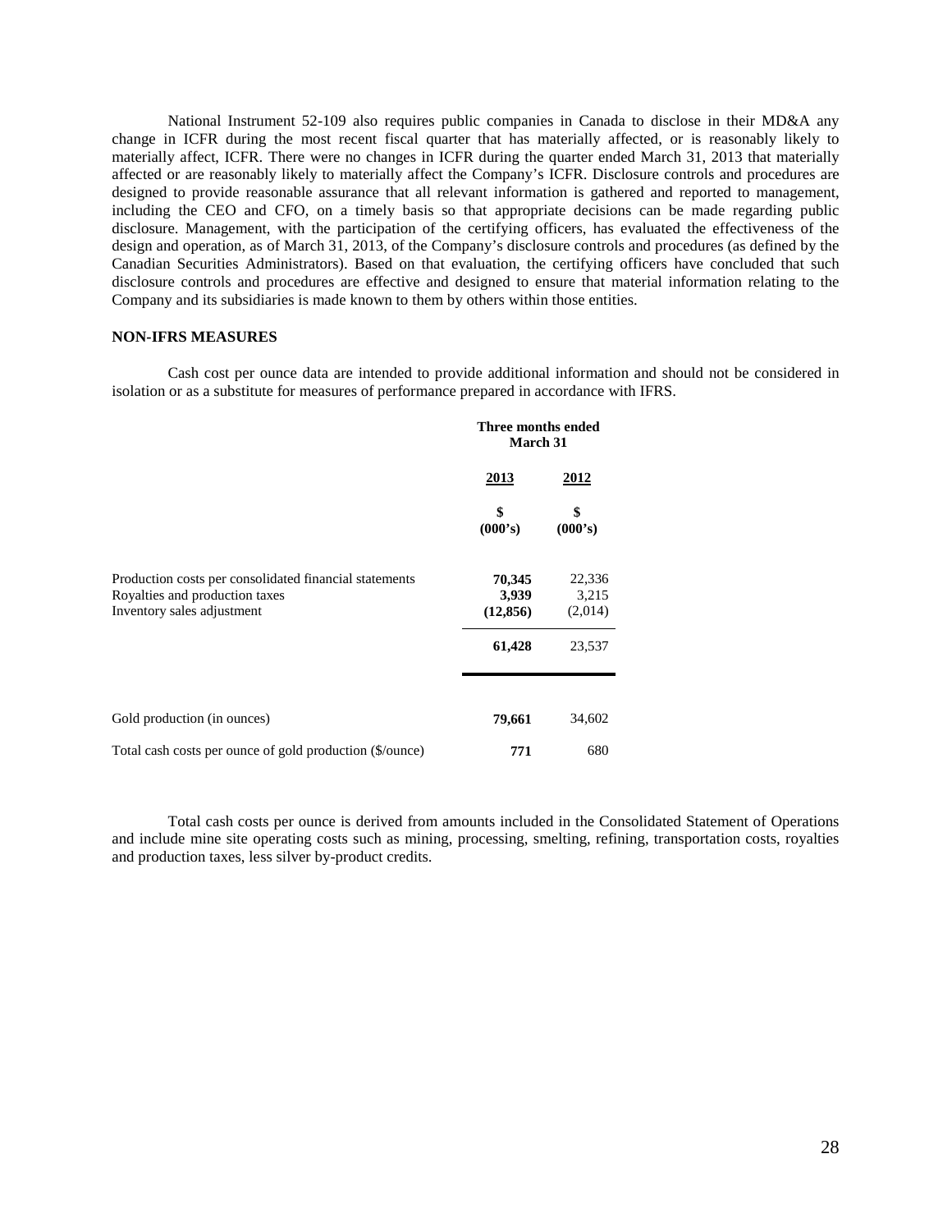National Instrument 52-109 also requires public companies in Canada to disclose in their MD&A any change in ICFR during the most recent fiscal quarter that has materially affected, or is reasonably likely to materially affect, ICFR. There were no changes in ICFR during the quarter ended March 31, 2013 that materially affected or are reasonably likely to materially affect the Company's ICFR. Disclosure controls and procedures are designed to provide reasonable assurance that all relevant information is gathered and reported to management, including the CEO and CFO, on a timely basis so that appropriate decisions can be made regarding public disclosure. Management, with the participation of the certifying officers, has evaluated the effectiveness of the design and operation, as of March 31, 2013, of the Company's disclosure controls and procedures (as defined by the Canadian Securities Administrators). Based on that evaluation, the certifying officers have concluded that such disclosure controls and procedures are effective and designed to ensure that material information relating to the Company and its subsidiaries is made known to them by others within those entities.

**NON-IFRS MEASURES**

Cash cost per ounce data are intended to provide additional information and should not be considered in isolation or as a substitute for measures of performance prepared in accordance with IFRS.

| | **Three months ended March 31** | |
|---|---|---|
| | **2013** | **2012** |
| | **$ (000's)** | **$ (000's)** |
| Production costs per consolidated financial statements | **70,345** | 22,336 |
| Royalties and production taxes | **3,939** | 3,215 |
| Inventory sales adjustment | **(12,856)** | (2,014) |
| | **61,428** | 23,537 |
| Gold production (in ounces) | **79,661** | 34,602 |
| Total cash costs per ounce of gold production ($/ounce) | **771** | 680 |

Total cash costs per ounce is derived from amounts included in the Consolidated Statement of Operations and include mine site operating costs such as mining, processing, smelting, refining, transportation costs, royalties and production taxes, less silver by-product credits.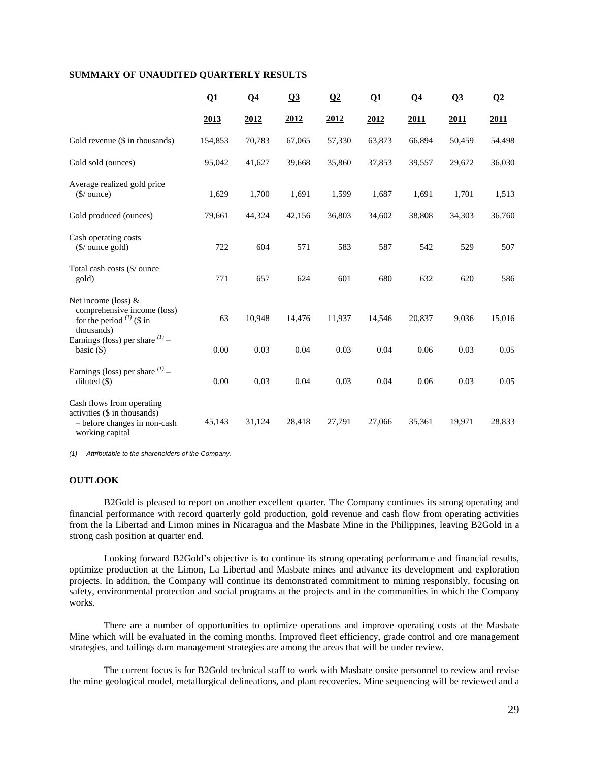## SUMMARY OF UNAUDITED QUARTERLY RESULTS

| | Q1 2013 | Q4 2012 | Q3 2012 | Q2 2012 | Q1 2012 | Q4 2011 | Q3 2011 | Q2 2011 |
|---|---|---|---|---|---|---|---|---|
| Gold revenue ($ in thousands) | 154,853 | 70,783 | 67,065 | 57,330 | 63,873 | 66,894 | 50,459 | 54,498 |
| Gold sold (ounces) | 95,042 | 41,627 | 39,668 | 35,860 | 37,853 | 39,557 | 29,672 | 36,030 |
| Average realized gold price ($/ ounce) | 1,629 | 1,700 | 1,691 | 1,599 | 1,687 | 1,691 | 1,701 | 1,513 |
| Gold produced (ounces) | 79,661 | 44,324 | 42,156 | 36,803 | 34,602 | 38,808 | 34,303 | 36,760 |
| Cash operating costs ($/ ounce gold) | 722 | 604 | 571 | 583 | 587 | 542 | 529 | 507 |
| Total cash costs ($/ ounce gold) | 771 | 657 | 624 | 601 | 680 | 632 | 620 | 586 |
| Net income (loss) & comprehensive income (loss) for the period [(1)] ($ in thousands) | 63 | 10,948 | 14,476 | 11,937 | 14,546 | 20,837 | 9,036 | 15,016 |
| Earnings (loss) per share [(1)] – basic ($) | 0.00 | 0.03 | 0.04 | 0.03 | 0.04 | 0.06 | 0.03 | 0.05 |
| Earnings (loss) per share [(1)] – diluted ($) | 0.00 | 0.03 | 0.04 | 0.03 | 0.04 | 0.06 | 0.03 | 0.05 |
| Cash flows from operating activities ($ in thousands) – before changes in non-cash working capital | 45,143 | 31,124 | 28,418 | 27,791 | 27,066 | 35,361 | 19,971 | 28,833 |

*(1) Attributable to the shareholders of the Company.*

## OUTLOOK

B2Gold is pleased to report on another excellent quarter. The Company continues its strong operating and financial performance with record quarterly gold production, gold revenue and cash flow from operating activities from the la Libertad and Limon mines in Nicaragua and the Masbate Mine in the Philippines, leaving B2Gold in a strong cash position at quarter end.

Looking forward B2Gold's objective is to continue its strong operating performance and financial results, optimize production at the Limon, La Libertad and Masbate mines and advance its development and exploration projects. In addition, the Company will continue its demonstrated commitment to mining responsibly, focusing on safety, environmental protection and social programs at the projects and in the communities in which the Company works.

There are a number of opportunities to optimize operations and improve operating costs at the Masbate Mine which will be evaluated in the coming months. Improved fleet efficiency, grade control and ore management strategies, and tailings dam management strategies are among the areas that will be under review.

The current focus is for B2Gold technical staff to work with Masbate onsite personnel to review and revise the mine geological model, metallurgical delineations, and plant recoveries. Mine sequencing will be reviewed and a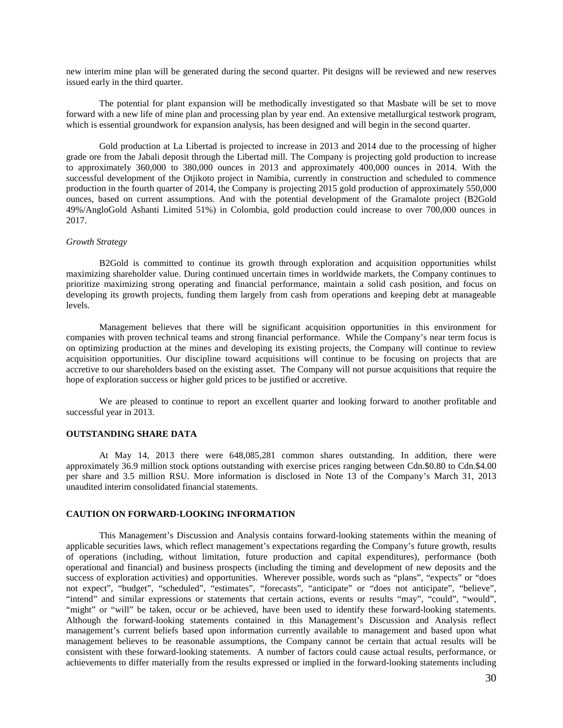new interim mine plan will be generated during the second quarter. Pit designs will be reviewed and new reserves issued early in the third quarter.

The potential for plant expansion will be methodically investigated so that Masbate will be set to move forward with a new life of mine plan and processing plan by year end. An extensive metallurgical testwork program, which is essential groundwork for expansion analysis, has been designed and will begin in the second quarter.

Gold production at La Libertad is projected to increase in 2013 and 2014 due to the processing of higher grade ore from the Jabali deposit through the Libertad mill. The Company is projecting gold production to increase to approximately 360,000 to 380,000 ounces in 2013 and approximately 400,000 ounces in 2014. With the successful development of the Otjikoto project in Namibia, currently in construction and scheduled to commence production in the fourth quarter of 2014, the Company is projecting 2015 gold production of approximately 550,000 ounces, based on current assumptions. And with the potential development of the Gramalote project (B2Gold 49%/AngloGold Ashanti Limited 51%) in Colombia, gold production could increase to over 700,000 ounces in 2017.

*Growth Strategy*

B2Gold is committed to continue its growth through exploration and acquisition opportunities whilst maximizing shareholder value. During continued uncertain times in worldwide markets, the Company continues to prioritize maximizing strong operating and financial performance, maintain a solid cash position, and focus on developing its growth projects, funding them largely from cash from operations and keeping debt at manageable levels.

Management believes that there will be significant acquisition opportunities in this environment for companies with proven technical teams and strong financial performance. While the Company's near term focus is on optimizing production at the mines and developing its existing projects, the Company will continue to review acquisition opportunities. Our discipline toward acquisitions will continue to be focusing on projects that are accretive to our shareholders based on the existing asset. The Company will not pursue acquisitions that require the hope of exploration success or higher gold prices to be justified or accretive.

We are pleased to continue to report an excellent quarter and looking forward to another profitable and successful year in 2013.

## OUTSTANDING SHARE DATA

At May 14, 2013 there were 648,085,281 common shares outstanding. In addition, there were approximately 36.9 million stock options outstanding with exercise prices ranging between Cdn.$0.80 to Cdn.$4.00 per share and 3.5 million RSU. More information is disclosed in Note 13 of the Company's March 31, 2013 unaudited interim consolidated financial statements.

## CAUTION ON FORWARD-LOOKING INFORMATION

This Management's Discussion and Analysis contains forward-looking statements within the meaning of applicable securities laws, which reflect management's expectations regarding the Company's future growth, results of operations (including, without limitation, future production and capital expenditures), performance (both operational and financial) and business prospects (including the timing and development of new deposits and the success of exploration activities) and opportunities. Wherever possible, words such as "plans", "expects" or "does not expect", "budget", "scheduled", "estimates", "forecasts", "anticipate" or "does not anticipate", "believe", "intend" and similar expressions or statements that certain actions, events or results "may", "could", "would", "might" or "will" be taken, occur or be achieved, have been used to identify these forward-looking statements. Although the forward-looking statements contained in this Management's Discussion and Analysis reflect management's current beliefs based upon information currently available to management and based upon what management believes to be reasonable assumptions, the Company cannot be certain that actual results will be consistent with these forward-looking statements. A number of factors could cause actual results, performance, or achievements to differ materially from the results expressed or implied in the forward-looking statements including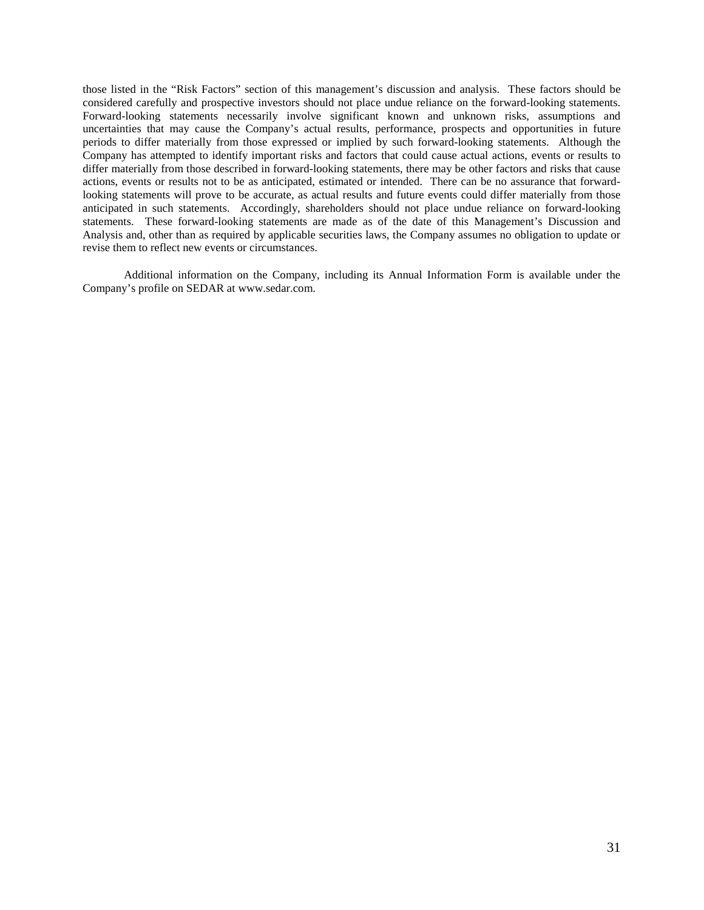those listed in the "Risk Factors" section of this management's discussion and analysis. These factors should be considered carefully and prospective investors should not place undue reliance on the forward-looking statements. Forward-looking statements necessarily involve significant known and unknown risks, assumptions and uncertainties that may cause the Company's actual results, performance, prospects and opportunities in future periods to differ materially from those expressed or implied by such forward-looking statements. Although the Company has attempted to identify important risks and factors that could cause actual actions, events or results to differ materially from those described in forward-looking statements, there may be other factors and risks that cause actions, events or results not to be as anticipated, estimated or intended. There can be no assurance that forward-looking statements will prove to be accurate, as actual results and future events could differ materially from those anticipated in such statements. Accordingly, shareholders should not place undue reliance on forward-looking statements. These forward-looking statements are made as of the date of this Management's Discussion and Analysis and, other than as required by applicable securities laws, the Company assumes no obligation to update or revise them to reflect new events or circumstances.

Additional information on the Company, including its Annual Information Form is available under the Company's profile on SEDAR at www.sedar.com.